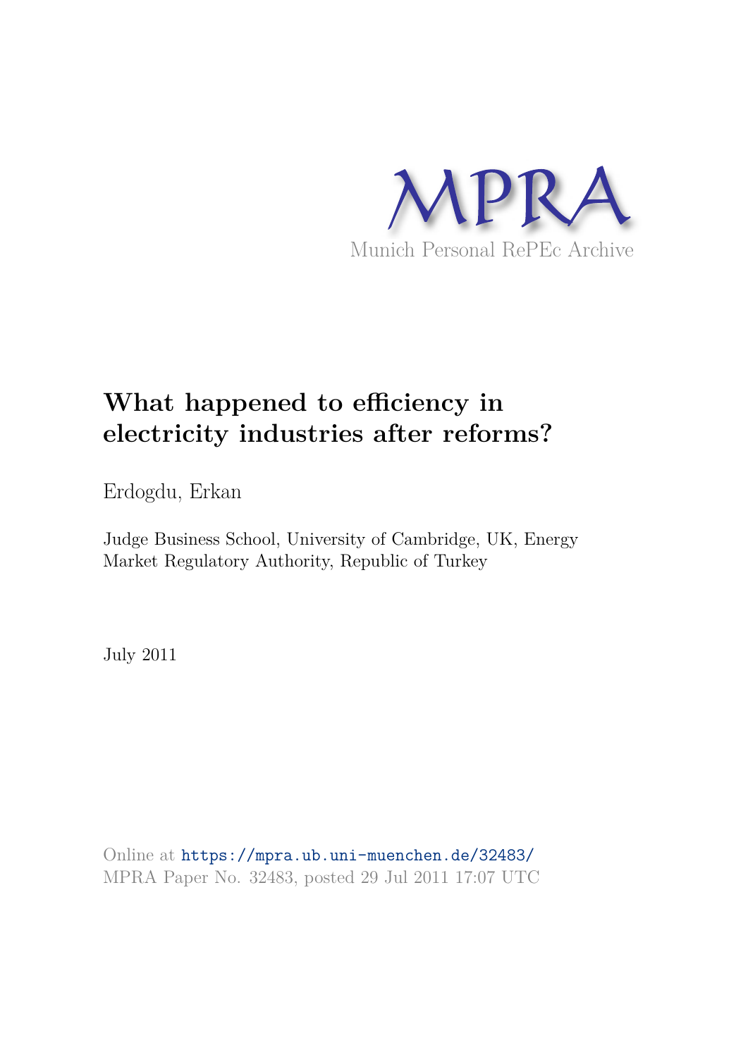MPRA

Munich Personal RePEc Archive

# What happened to efficiency in electricity industries after reforms?

Erdogdu, Erkan

Judge Business School, University of Cambridge, UK, Energy Market Regulatory Authority, Republic of Turkey

July 2011

Online at https://mpra.ub.uni-muenchen.de/32483/
MPRA Paper No. 32483, posted 29 Jul 2011 17:07 UTC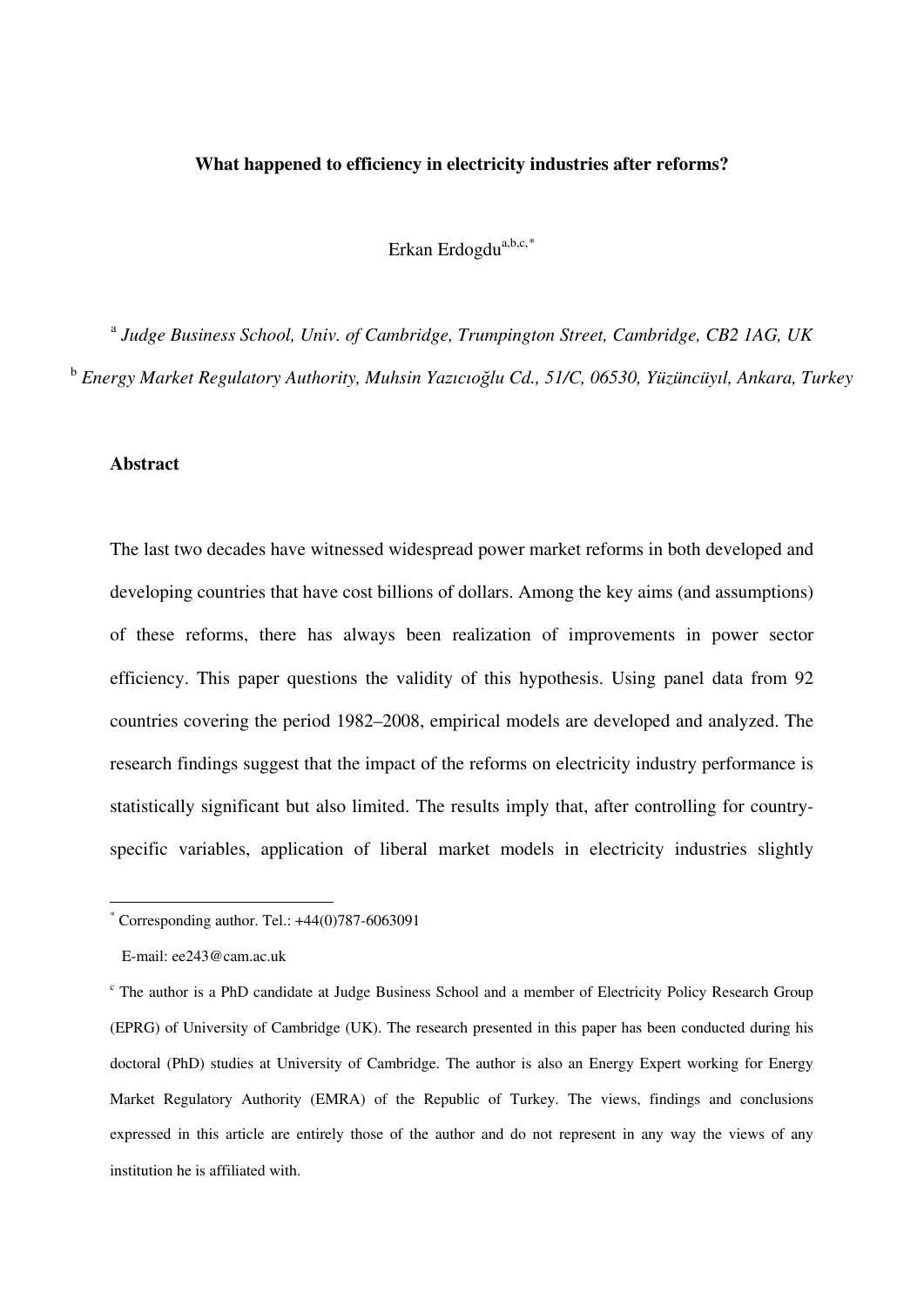**What happened to efficiency in electricity industries after reforms?**

Erkan Erdogdu[a,b,c,*]

[a] *Judge Business School, Univ. of Cambridge, Trumpington Street, Cambridge, CB2 1AG, UK*

[b] *Energy Market Regulatory Authority, Muhsin Yazıcıoğlu Cd., 51/C, 06530, Yüzüncüyıl, Ankara, Turkey*

## Abstract

The last two decades have witnessed widespread power market reforms in both developed and developing countries that have cost billions of dollars. Among the key aims (and assumptions) of these reforms, there has always been realization of improvements in power sector efficiency. This paper questions the validity of this hypothesis. Using panel data from 92 countries covering the period 1982–2008, empirical models are developed and analyzed. The research findings suggest that the impact of the reforms on electricity industry performance is statistically significant but also limited. The results imply that, after controlling for country-specific variables, application of liberal market models in electricity industries slightly

---

[*] Corresponding author. Tel.: +44(0)787-6063091

E-mail: ee243@cam.ac.uk

[c] The author is a PhD candidate at Judge Business School and a member of Electricity Policy Research Group (EPRG) of University of Cambridge (UK). The research presented in this paper has been conducted during his doctoral (PhD) studies at University of Cambridge. The author is also an Energy Expert working for Energy Market Regulatory Authority (EMRA) of the Republic of Turkey. The views, findings and conclusions expressed in this article are entirely those of the author and do not represent in any way the views of any institution he is affiliated with.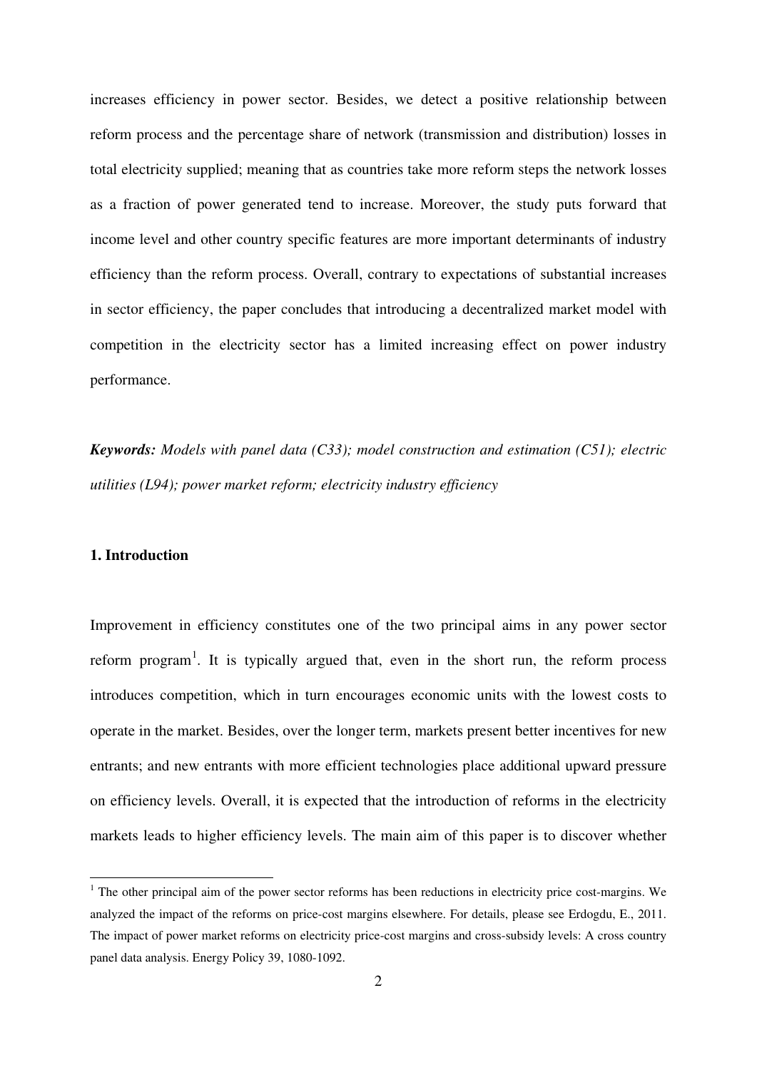increases efficiency in power sector. Besides, we detect a positive relationship between reform process and the percentage share of network (transmission and distribution) losses in total electricity supplied; meaning that as countries take more reform steps the network losses as a fraction of power generated tend to increase. Moreover, the study puts forward that income level and other country specific features are more important determinants of industry efficiency than the reform process. Overall, contrary to expectations of substantial increases in sector efficiency, the paper concludes that introducing a decentralized market model with competition in the electricity sector has a limited increasing effect on power industry performance.

***Keywords:*** *Models with panel data (C33); model construction and estimation (C51); electric utilities (L94); power market reform; electricity industry efficiency*

## 1. Introduction

Improvement in efficiency constitutes one of the two principal aims in any power sector reform program[1]. It is typically argued that, even in the short run, the reform process introduces competition, which in turn encourages economic units with the lowest costs to operate in the market. Besides, over the longer term, markets present better incentives for new entrants; and new entrants with more efficient technologies place additional upward pressure on efficiency levels. Overall, it is expected that the introduction of reforms in the electricity markets leads to higher efficiency levels. The main aim of this paper is to discover whether

[1] The other principal aim of the power sector reforms has been reductions in electricity price cost-margins. We analyzed the impact of the reforms on price-cost margins elsewhere. For details, please see Erdogdu, E., 2011. The impact of power market reforms on electricity price-cost margins and cross-subsidy levels: A cross country panel data analysis. Energy Policy 39, 1080-1092.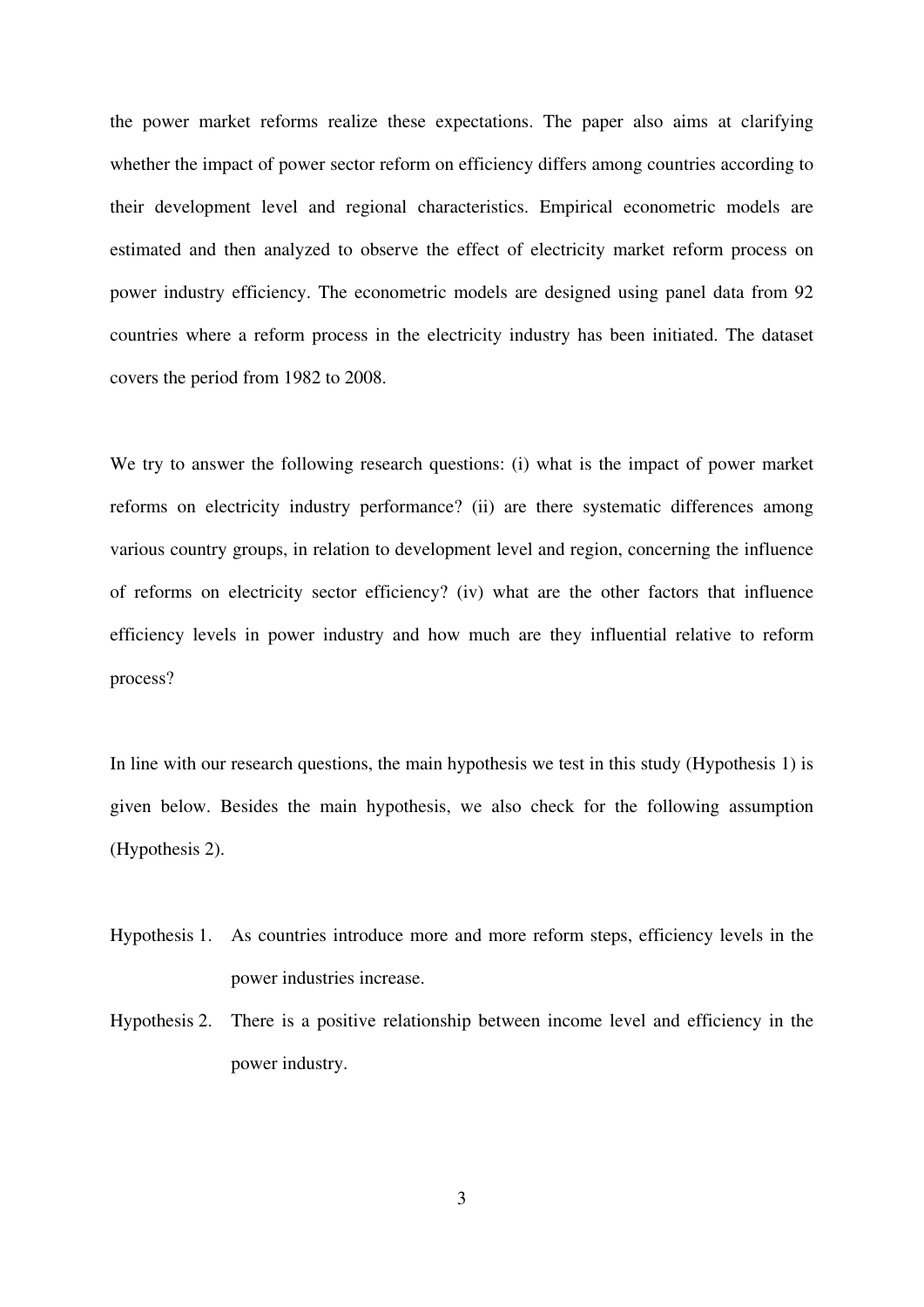the power market reforms realize these expectations. The paper also aims at clarifying whether the impact of power sector reform on efficiency differs among countries according to their development level and regional characteristics. Empirical econometric models are estimated and then analyzed to observe the effect of electricity market reform process on power industry efficiency. The econometric models are designed using panel data from 92 countries where a reform process in the electricity industry has been initiated. The dataset covers the period from 1982 to 2008.

We try to answer the following research questions: (i) what is the impact of power market reforms on electricity industry performance? (ii) are there systematic differences among various country groups, in relation to development level and region, concerning the influence of reforms on electricity sector efficiency? (iv) what are the other factors that influence efficiency levels in power industry and how much are they influential relative to reform process?

In line with our research questions, the main hypothesis we test in this study (Hypothesis 1) is given below. Besides the main hypothesis, we also check for the following assumption (Hypothesis 2).

Hypothesis 1. As countries introduce more and more reform steps, efficiency levels in the power industries increase.

Hypothesis 2. There is a positive relationship between income level and efficiency in the power industry.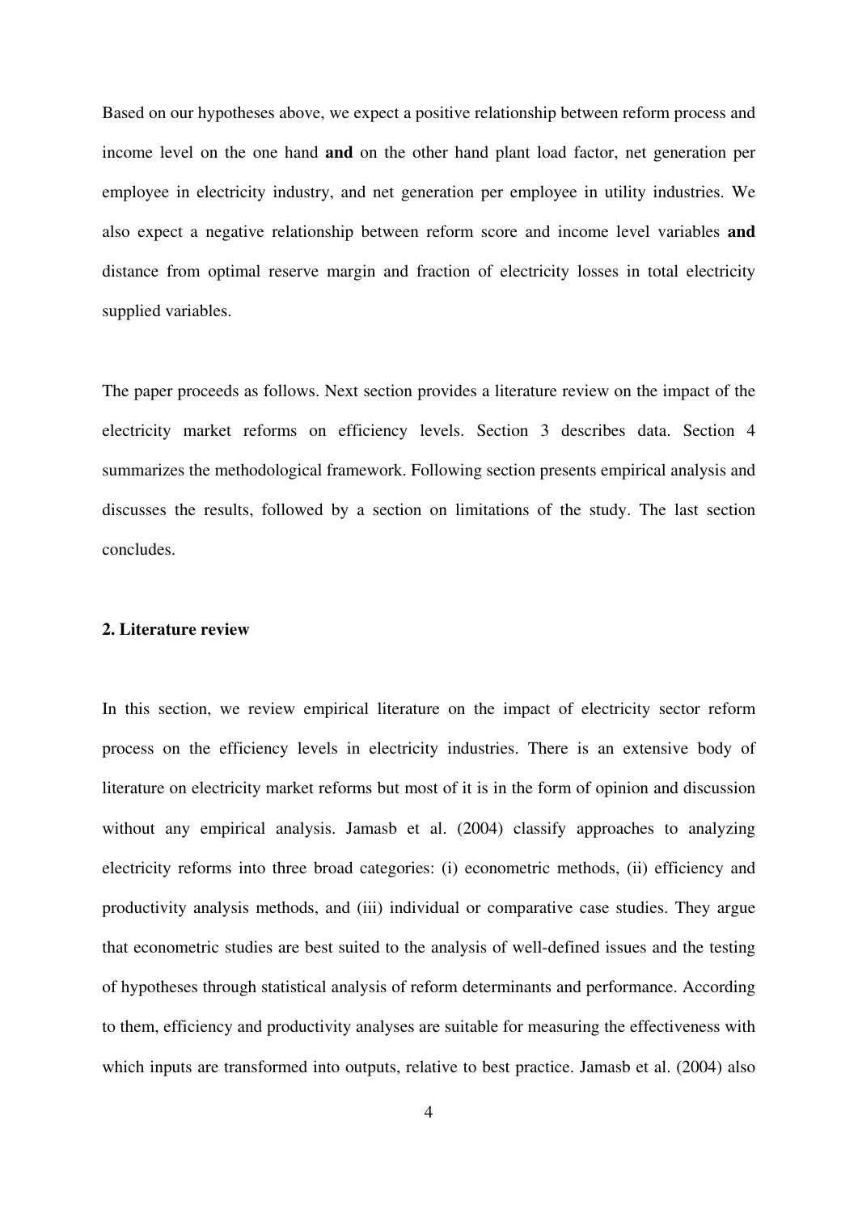Based on our hypotheses above, we expect a positive relationship between reform process and income level on the one hand **and** on the other hand plant load factor, net generation per employee in electricity industry, and net generation per employee in utility industries. We also expect a negative relationship between reform score and income level variables **and** distance from optimal reserve margin and fraction of electricity losses in total electricity supplied variables.

The paper proceeds as follows. Next section provides a literature review on the impact of the electricity market reforms on efficiency levels. Section 3 describes data. Section 4 summarizes the methodological framework. Following section presents empirical analysis and discusses the results, followed by a section on limitations of the study. The last section concludes.

## 2. Literature review

In this section, we review empirical literature on the impact of electricity sector reform process on the efficiency levels in electricity industries. There is an extensive body of literature on electricity market reforms but most of it is in the form of opinion and discussion without any empirical analysis. Jamasb et al. (2004) classify approaches to analyzing electricity reforms into three broad categories: (i) econometric methods, (ii) efficiency and productivity analysis methods, and (iii) individual or comparative case studies. They argue that econometric studies are best suited to the analysis of well-defined issues and the testing of hypotheses through statistical analysis of reform determinants and performance. According to them, efficiency and productivity analyses are suitable for measuring the effectiveness with which inputs are transformed into outputs, relative to best practice. Jamasb et al. (2004) also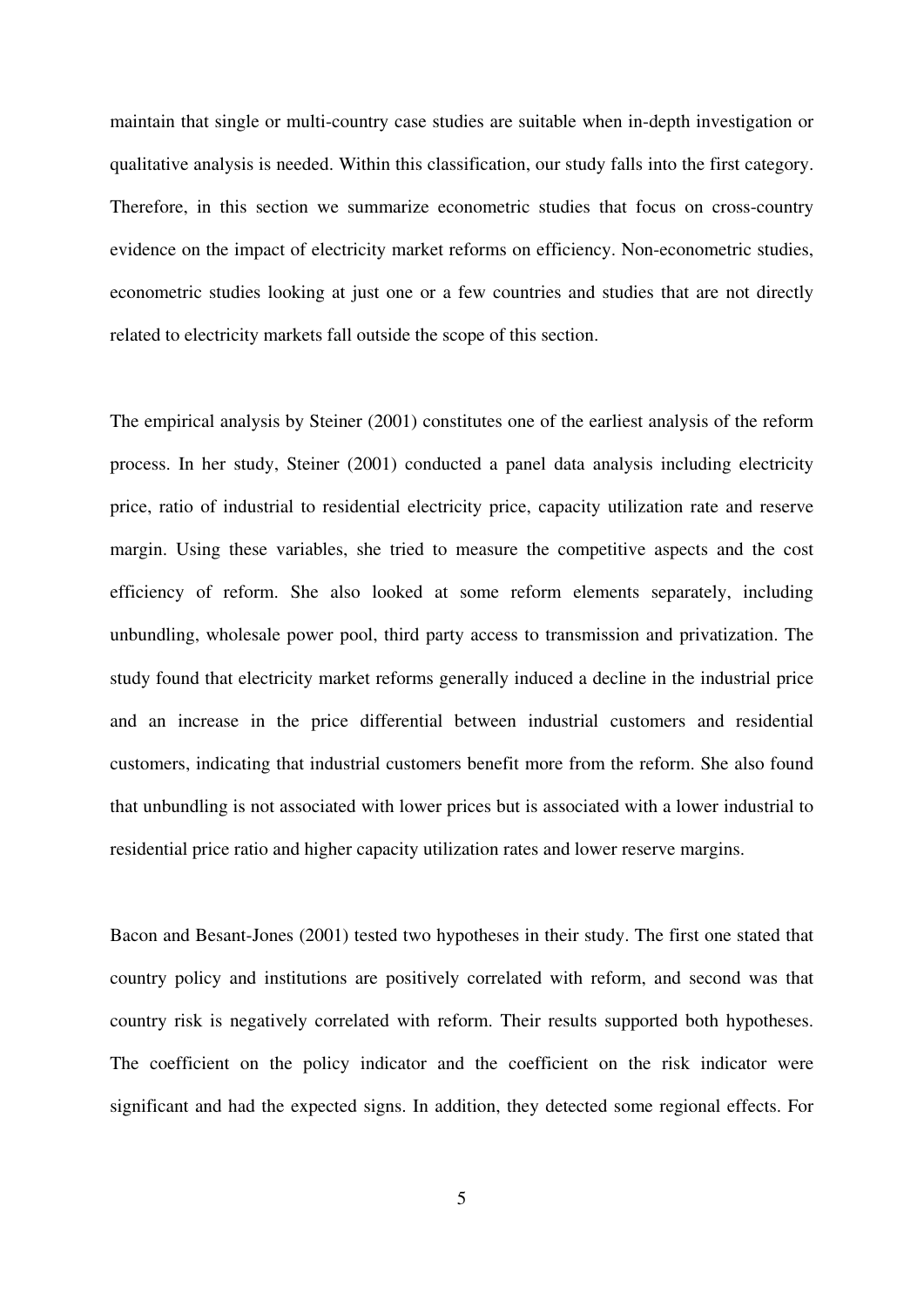maintain that single or multi-country case studies are suitable when in-depth investigation or qualitative analysis is needed. Within this classification, our study falls into the first category. Therefore, in this section we summarize econometric studies that focus on cross-country evidence on the impact of electricity market reforms on efficiency. Non-econometric studies, econometric studies looking at just one or a few countries and studies that are not directly related to electricity markets fall outside the scope of this section.

The empirical analysis by Steiner (2001) constitutes one of the earliest analysis of the reform process. In her study, Steiner (2001) conducted a panel data analysis including electricity price, ratio of industrial to residential electricity price, capacity utilization rate and reserve margin. Using these variables, she tried to measure the competitive aspects and the cost efficiency of reform. She also looked at some reform elements separately, including unbundling, wholesale power pool, third party access to transmission and privatization. The study found that electricity market reforms generally induced a decline in the industrial price and an increase in the price differential between industrial customers and residential customers, indicating that industrial customers benefit more from the reform. She also found that unbundling is not associated with lower prices but is associated with a lower industrial to residential price ratio and higher capacity utilization rates and lower reserve margins.

Bacon and Besant-Jones (2001) tested two hypotheses in their study. The first one stated that country policy and institutions are positively correlated with reform, and second was that country risk is negatively correlated with reform. Their results supported both hypotheses. The coefficient on the policy indicator and the coefficient on the risk indicator were significant and had the expected signs. In addition, they detected some regional effects. For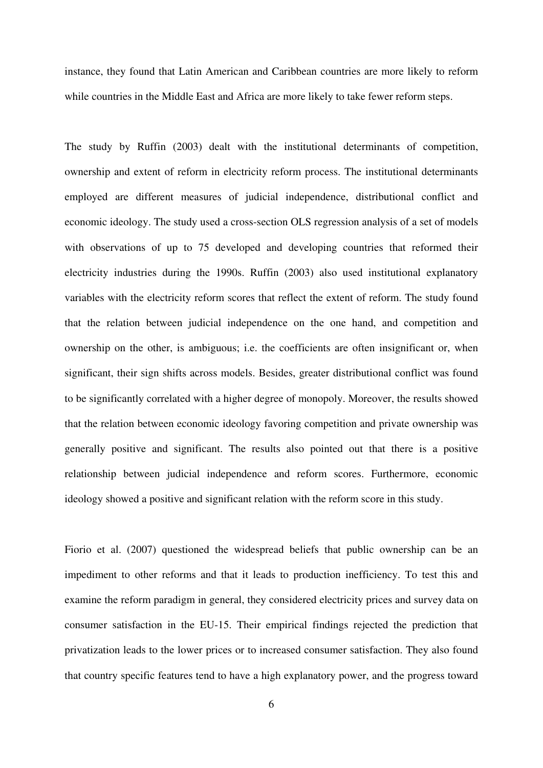instance, they found that Latin American and Caribbean countries are more likely to reform while countries in the Middle East and Africa are more likely to take fewer reform steps.

The study by Ruffin (2003) dealt with the institutional determinants of competition, ownership and extent of reform in electricity reform process. The institutional determinants employed are different measures of judicial independence, distributional conflict and economic ideology. The study used a cross-section OLS regression analysis of a set of models with observations of up to 75 developed and developing countries that reformed their electricity industries during the 1990s. Ruffin (2003) also used institutional explanatory variables with the electricity reform scores that reflect the extent of reform. The study found that the relation between judicial independence on the one hand, and competition and ownership on the other, is ambiguous; i.e. the coefficients are often insignificant or, when significant, their sign shifts across models. Besides, greater distributional conflict was found to be significantly correlated with a higher degree of monopoly. Moreover, the results showed that the relation between economic ideology favoring competition and private ownership was generally positive and significant. The results also pointed out that there is a positive relationship between judicial independence and reform scores. Furthermore, economic ideology showed a positive and significant relation with the reform score in this study.

Fiorio et al. (2007) questioned the widespread beliefs that public ownership can be an impediment to other reforms and that it leads to production inefficiency. To test this and examine the reform paradigm in general, they considered electricity prices and survey data on consumer satisfaction in the EU-15. Their empirical findings rejected the prediction that privatization leads to the lower prices or to increased consumer satisfaction. They also found that country specific features tend to have a high explanatory power, and the progress toward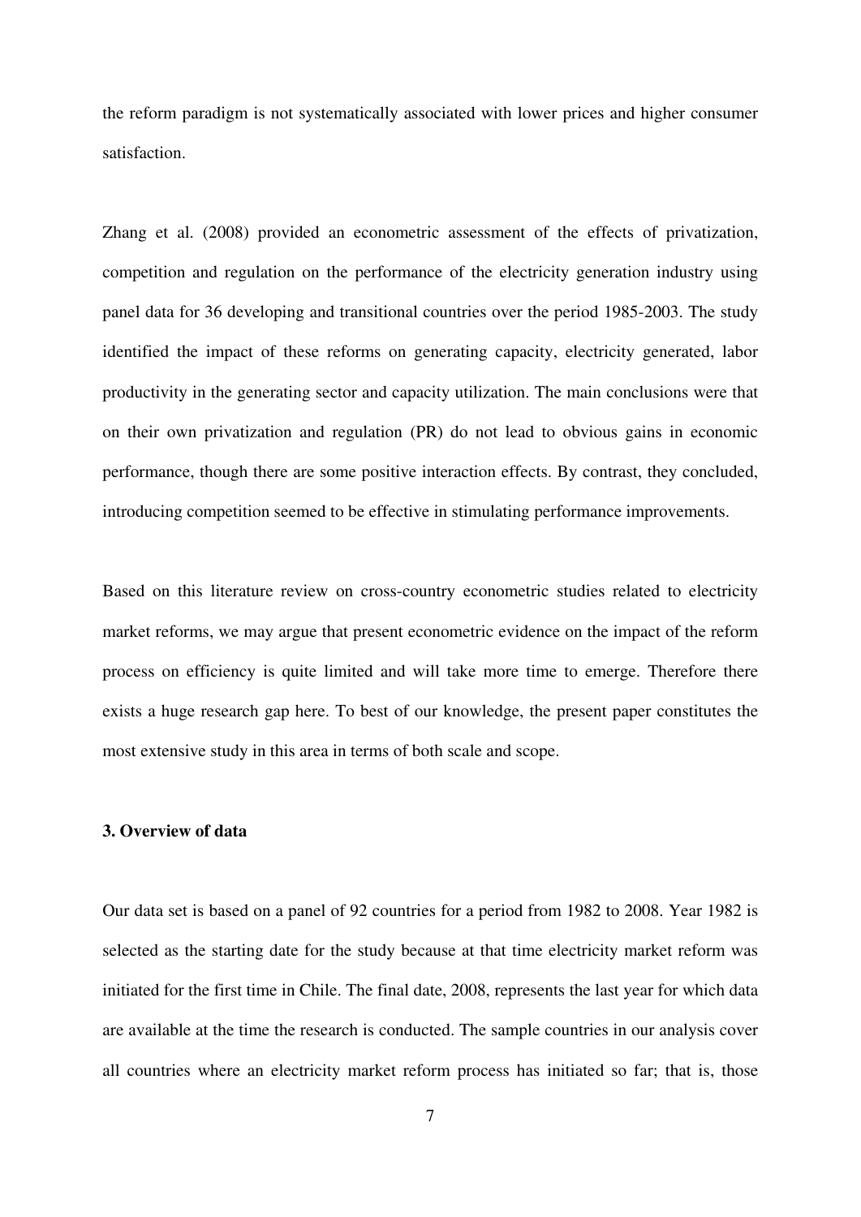the reform paradigm is not systematically associated with lower prices and higher consumer satisfaction.

Zhang et al. (2008) provided an econometric assessment of the effects of privatization, competition and regulation on the performance of the electricity generation industry using panel data for 36 developing and transitional countries over the period 1985-2003. The study identified the impact of these reforms on generating capacity, electricity generated, labor productivity in the generating sector and capacity utilization. The main conclusions were that on their own privatization and regulation (PR) do not lead to obvious gains in economic performance, though there are some positive interaction effects. By contrast, they concluded, introducing competition seemed to be effective in stimulating performance improvements.

Based on this literature review on cross-country econometric studies related to electricity market reforms, we may argue that present econometric evidence on the impact of the reform process on efficiency is quite limited and will take more time to emerge. Therefore there exists a huge research gap here. To best of our knowledge, the present paper constitutes the most extensive study in this area in terms of both scale and scope.

### 3. Overview of data

Our data set is based on a panel of 92 countries for a period from 1982 to 2008. Year 1982 is selected as the starting date for the study because at that time electricity market reform was initiated for the first time in Chile. The final date, 2008, represents the last year for which data are available at the time the research is conducted. The sample countries in our analysis cover all countries where an electricity market reform process has initiated so far; that is, those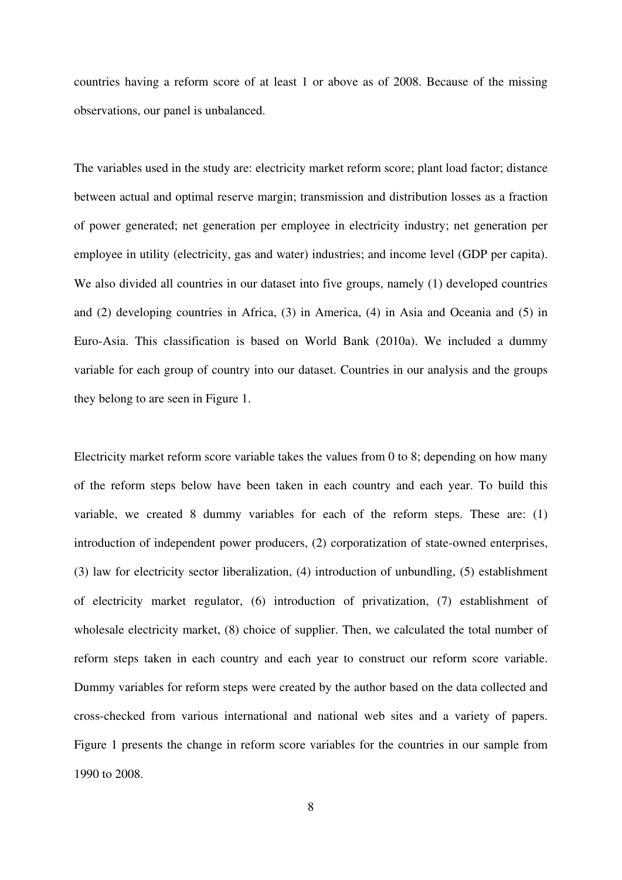countries having a reform score of at least 1 or above as of 2008. Because of the missing observations, our panel is unbalanced.

The variables used in the study are: electricity market reform score; plant load factor; distance between actual and optimal reserve margin; transmission and distribution losses as a fraction of power generated; net generation per employee in electricity industry; net generation per employee in utility (electricity, gas and water) industries; and income level (GDP per capita). We also divided all countries in our dataset into five groups, namely (1) developed countries and (2) developing countries in Africa, (3) in America, (4) in Asia and Oceania and (5) in Euro-Asia. This classification is based on World Bank (2010a). We included a dummy variable for each group of country into our dataset. Countries in our analysis and the groups they belong to are seen in Figure 1.

Electricity market reform score variable takes the values from 0 to 8; depending on how many of the reform steps below have been taken in each country and each year. To build this variable, we created 8 dummy variables for each of the reform steps. These are: (1) introduction of independent power producers, (2) corporatization of state-owned enterprises, (3) law for electricity sector liberalization, (4) introduction of unbundling, (5) establishment of electricity market regulator, (6) introduction of privatization, (7) establishment of wholesale electricity market, (8) choice of supplier. Then, we calculated the total number of reform steps taken in each country and each year to construct our reform score variable. Dummy variables for reform steps were created by the author based on the data collected and cross-checked from various international and national web sites and a variety of papers. Figure 1 presents the change in reform score variables for the countries in our sample from 1990 to 2008.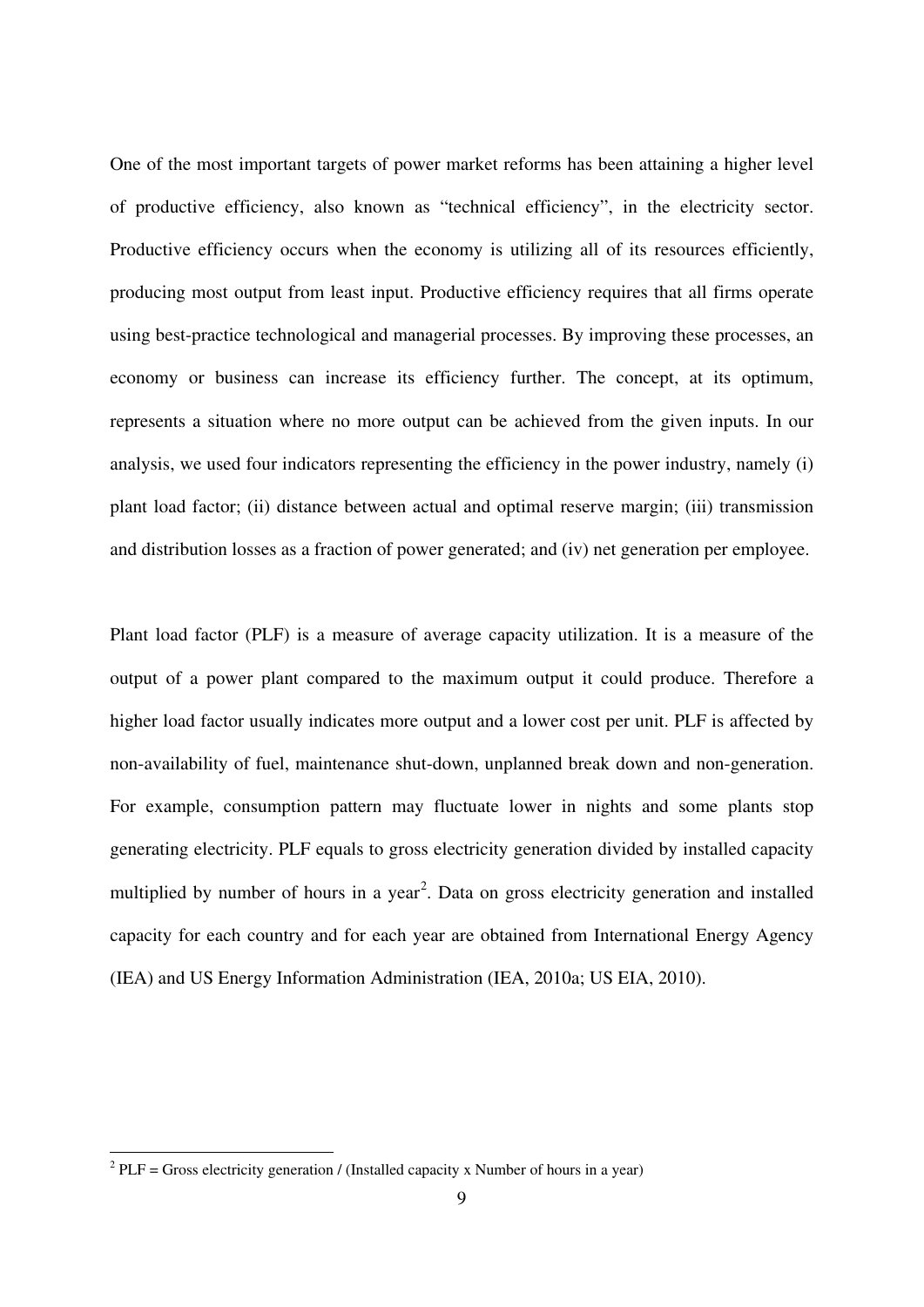One of the most important targets of power market reforms has been attaining a higher level of productive efficiency, also known as "technical efficiency", in the electricity sector. Productive efficiency occurs when the economy is utilizing all of its resources efficiently, producing most output from least input. Productive efficiency requires that all firms operate using best-practice technological and managerial processes. By improving these processes, an economy or business can increase its efficiency further. The concept, at its optimum, represents a situation where no more output can be achieved from the given inputs. In our analysis, we used four indicators representing the efficiency in the power industry, namely (i) plant load factor; (ii) distance between actual and optimal reserve margin; (iii) transmission and distribution losses as a fraction of power generated; and (iv) net generation per employee.

Plant load factor (PLF) is a measure of average capacity utilization. It is a measure of the output of a power plant compared to the maximum output it could produce. Therefore a higher load factor usually indicates more output and a lower cost per unit. PLF is affected by non-availability of fuel, maintenance shut-down, unplanned break down and non-generation. For example, consumption pattern may fluctuate lower in nights and some plants stop generating electricity. PLF equals to gross electricity generation divided by installed capacity multiplied by number of hours in a year[2]. Data on gross electricity generation and installed capacity for each country and for each year are obtained from International Energy Agency (IEA) and US Energy Information Administration (IEA, 2010a; US EIA, 2010).

[2] PLF = Gross electricity generation / (Installed capacity x Number of hours in a year)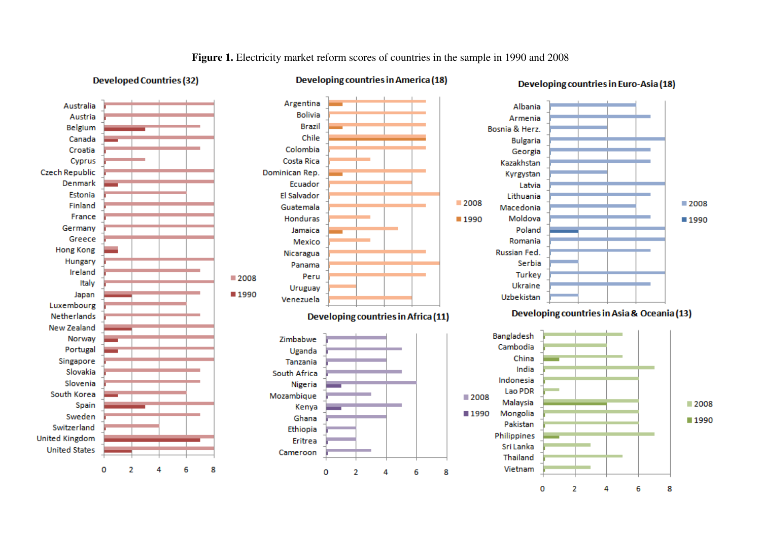**Figure 1.** Electricity market reform scores of countries in the sample in 1990 and 2008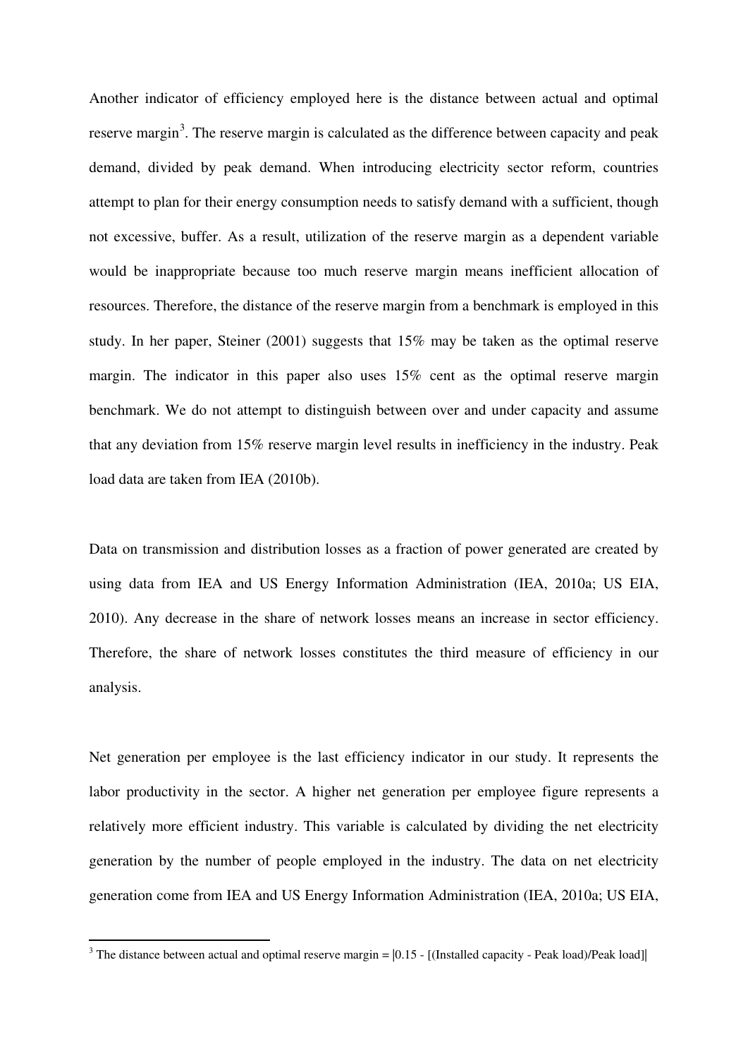Another indicator of efficiency employed here is the distance between actual and optimal reserve margin[3]. The reserve margin is calculated as the difference between capacity and peak demand, divided by peak demand. When introducing electricity sector reform, countries attempt to plan for their energy consumption needs to satisfy demand with a sufficient, though not excessive, buffer. As a result, utilization of the reserve margin as a dependent variable would be inappropriate because too much reserve margin means inefficient allocation of resources. Therefore, the distance of the reserve margin from a benchmark is employed in this study. In her paper, Steiner (2001) suggests that 15% may be taken as the optimal reserve margin. The indicator in this paper also uses 15% cent as the optimal reserve margin benchmark. We do not attempt to distinguish between over and under capacity and assume that any deviation from 15% reserve margin level results in inefficiency in the industry. Peak load data are taken from IEA (2010b).

Data on transmission and distribution losses as a fraction of power generated are created by using data from IEA and US Energy Information Administration (IEA, 2010a; US EIA, 2010). Any decrease in the share of network losses means an increase in sector efficiency. Therefore, the share of network losses constitutes the third measure of efficiency in our analysis.

Net generation per employee is the last efficiency indicator in our study. It represents the labor productivity in the sector. A higher net generation per employee figure represents a relatively more efficient industry. This variable is calculated by dividing the net electricity generation by the number of people employed in the industry. The data on net electricity generation come from IEA and US Energy Information Administration (IEA, 2010a; US EIA,

[3] The distance between actual and optimal reserve margin = $|0.15 - [(\text{Installed capacity - Peak load})/\text{Peak load}]|$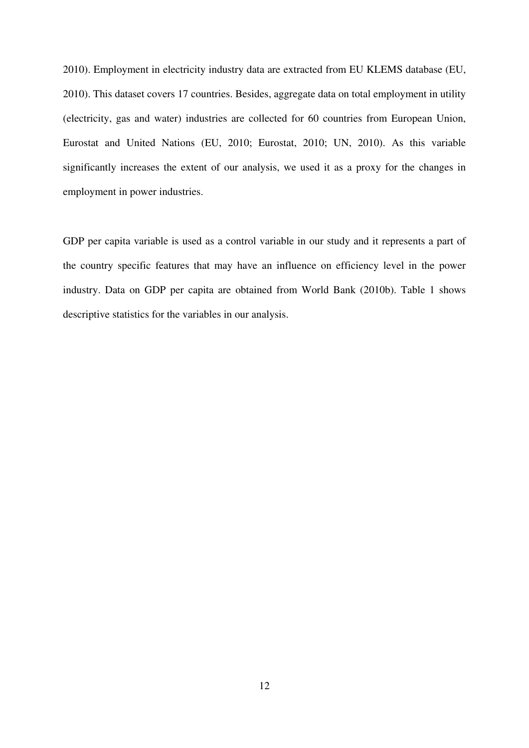2010). Employment in electricity industry data are extracted from EU KLEMS database (EU, 2010). This dataset covers 17 countries. Besides, aggregate data on total employment in utility (electricity, gas and water) industries are collected for 60 countries from European Union, Eurostat and United Nations (EU, 2010; Eurostat, 2010; UN, 2010). As this variable significantly increases the extent of our analysis, we used it as a proxy for the changes in employment in power industries.

GDP per capita variable is used as a control variable in our study and it represents a part of the country specific features that may have an influence on efficiency level in the power industry. Data on GDP per capita are obtained from World Bank (2010b). Table 1 shows descriptive statistics for the variables in our analysis.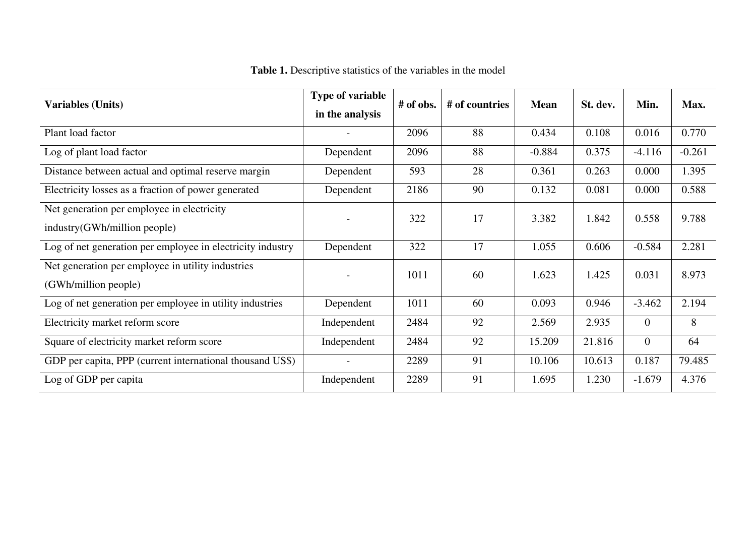**Table 1.** Descriptive statistics of the variables in the model

| Variables (Units) | Type of variable in the analysis | # of obs. | # of countries | Mean | St. dev. | Min. | Max. |
|---|---|---|---|---|---|---|---|
| Plant load factor | - | 2096 | 88 | 0.434 | 0.108 | 0.016 | 0.770 |
| Log of plant load factor | Dependent | 2096 | 88 | -0.884 | 0.375 | -4.116 | -0.261 |
| Distance between actual and optimal reserve margin | Dependent | 593 | 28 | 0.361 | 0.263 | 0.000 | 1.395 |
| Electricity losses as a fraction of power generated | Dependent | 2186 | 90 | 0.132 | 0.081 | 0.000 | 0.588 |
| Net generation per employee in electricity industry(GWh/million people) | - | 322 | 17 | 3.382 | 1.842 | 0.558 | 9.788 |
| Log of net generation per employee in electricity industry | Dependent | 322 | 17 | 1.055 | 0.606 | -0.584 | 2.281 |
| Net generation per employee in utility industries (GWh/million people) | - | 1011 | 60 | 1.623 | 1.425 | 0.031 | 8.973 |
| Log of net generation per employee in utility industries | Dependent | 1011 | 60 | 0.093 | 0.946 | -3.462 | 2.194 |
| Electricity market reform score | Independent | 2484 | 92 | 2.569 | 2.935 | 0 | 8 |
| Square of electricity market reform score | Independent | 2484 | 92 | 15.209 | 21.816 | 0 | 64 |
| GDP per capita, PPP (current international thousand US$) | - | 2289 | 91 | 10.106 | 10.613 | 0.187 | 79.485 |
| Log of GDP per capita | Independent | 2289 | 91 | 1.695 | 1.230 | -1.679 | 4.376 |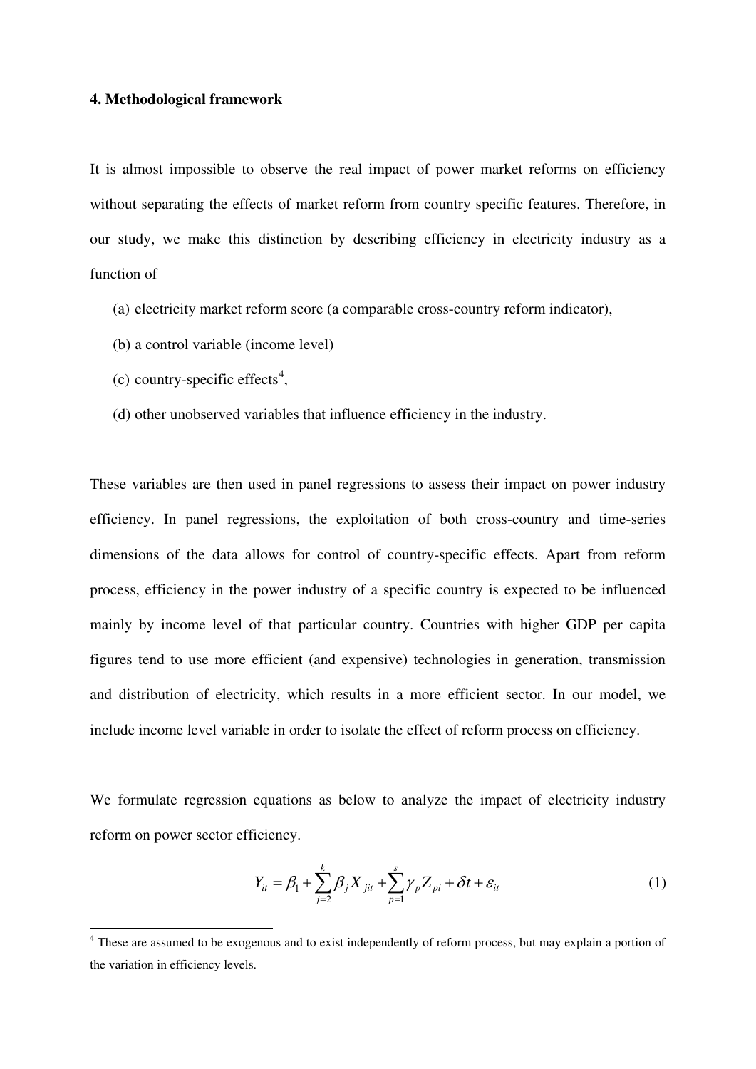### 4. Methodological framework

It is almost impossible to observe the real impact of power market reforms on efficiency without separating the effects of market reform from country specific features. Therefore, in our study, we make this distinction by describing efficiency in electricity industry as a function of

(a) electricity market reform score (a comparable cross-country reform indicator),

(b) a control variable (income level)

(c) country-specific effects[4],

(d) other unobserved variables that influence efficiency in the industry.

These variables are then used in panel regressions to assess their impact on power industry efficiency. In panel regressions, the exploitation of both cross-country and time-series dimensions of the data allows for control of country-specific effects. Apart from reform process, efficiency in the power industry of a specific country is expected to be influenced mainly by income level of that particular country. Countries with higher GDP per capita figures tend to use more efficient (and expensive) technologies in generation, transmission and distribution of electricity, which results in a more efficient sector. In our model, we include income level variable in order to isolate the effect of reform process on efficiency.

We formulate regression equations as below to analyze the impact of electricity industry reform on power sector efficiency.

$$Y_{it} = \beta_1 + \sum_{j=2}^{k} \beta_j X_{jit} + \sum_{p=1}^{s} \gamma_p Z_{pi} + \delta t + \varepsilon_{it} \tag{1}$$

[4] These are assumed to be exogenous and to exist independently of reform process, but may explain a portion of the variation in efficiency levels.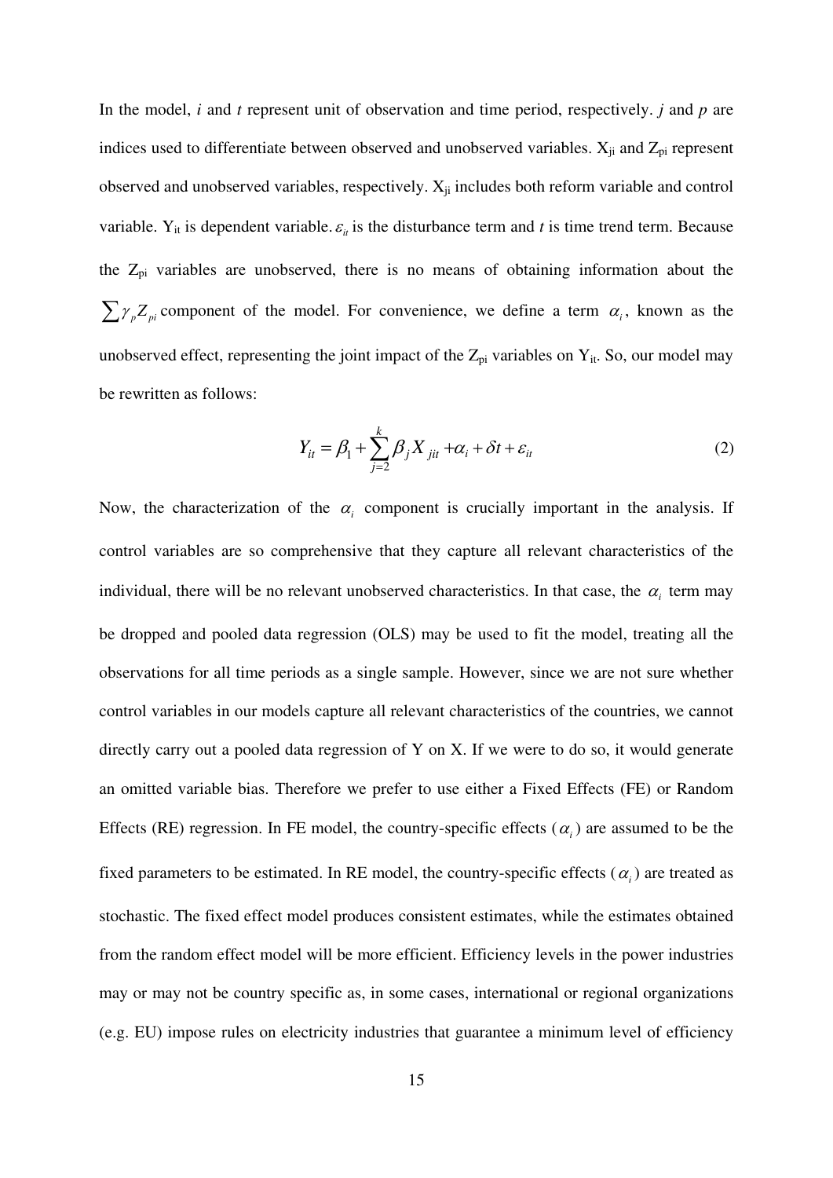In the model, *i* and *t* represent unit of observation and time period, respectively. *j* and *p* are indices used to differentiate between observed and unobserved variables. $X_{ji}$ and $Z_{pi}$ represent observed and unobserved variables, respectively. $X_{ji}$ includes both reform variable and control variable. $Y_{it}$ is dependent variable. $\varepsilon_{it}$ is the disturbance term and *t* is time trend term. Because the $Z_{pi}$ variables are unobserved, there is no means of obtaining information about the $\sum \gamma_p Z_{pi}$ component of the model. For convenience, we define a term $\alpha_i$, known as the unobserved effect, representing the joint impact of the $Z_{pi}$ variables on $Y_{it}$. So, our model may be rewritten as follows:

$$Y_{it} = \beta_1 + \sum_{j=2}^{k} \beta_j X_{jit} + \alpha_i + \delta t + \varepsilon_{it} \tag{2}$$

Now, the characterization of the $\alpha_i$ component is crucially important in the analysis. If control variables are so comprehensive that they capture all relevant characteristics of the individual, there will be no relevant unobserved characteristics. In that case, the $\alpha_i$ term may be dropped and pooled data regression (OLS) may be used to fit the model, treating all the observations for all time periods as a single sample. However, since we are not sure whether control variables in our models capture all relevant characteristics of the countries, we cannot directly carry out a pooled data regression of Y on X. If we were to do so, it would generate an omitted variable bias. Therefore we prefer to use either a Fixed Effects (FE) or Random Effects (RE) regression. In FE model, the country-specific effects ($\alpha_i$) are assumed to be the fixed parameters to be estimated. In RE model, the country-specific effects ($\alpha_i$) are treated as stochastic. The fixed effect model produces consistent estimates, while the estimates obtained from the random effect model will be more efficient. Efficiency levels in the power industries may or may not be country specific as, in some cases, international or regional organizations (e.g. EU) impose rules on electricity industries that guarantee a minimum level of efficiency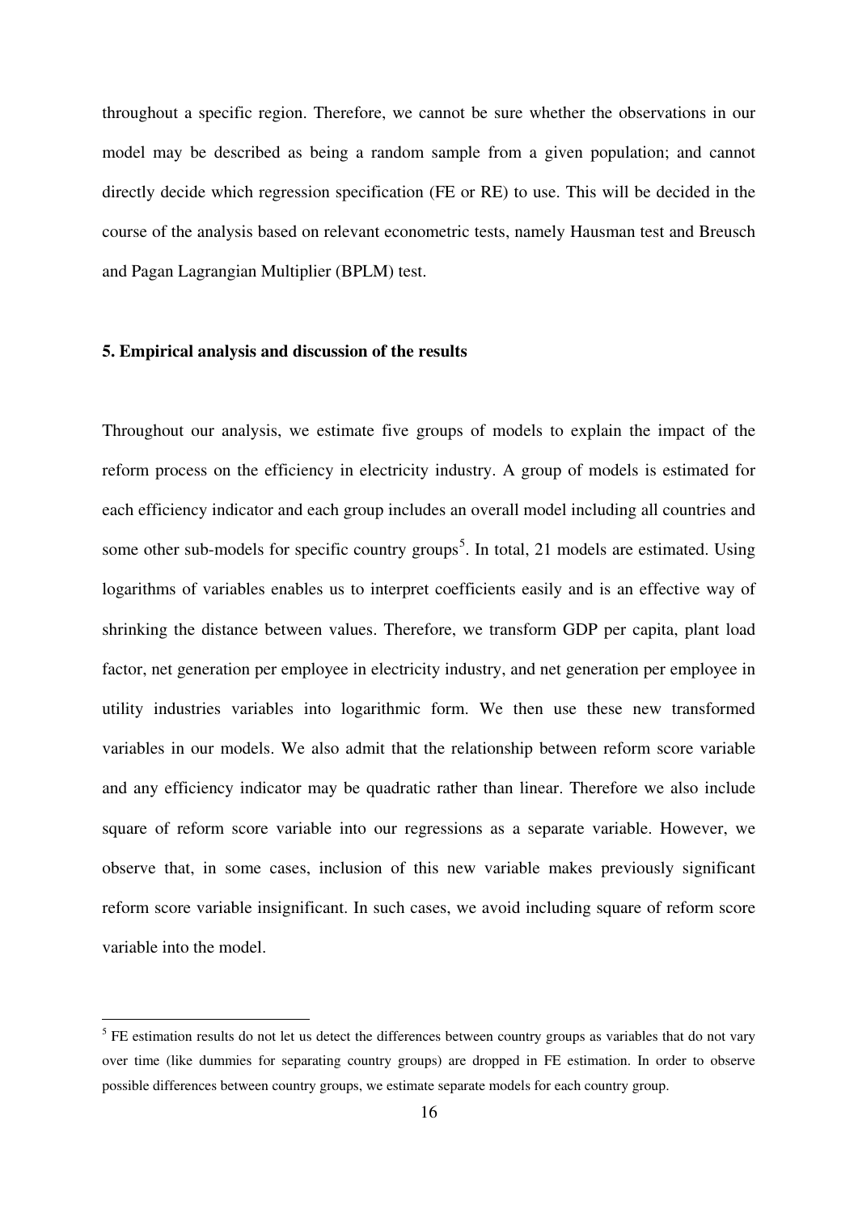throughout a specific region. Therefore, we cannot be sure whether the observations in our model may be described as being a random sample from a given population; and cannot directly decide which regression specification (FE or RE) to use. This will be decided in the course of the analysis based on relevant econometric tests, namely Hausman test and Breusch and Pagan Lagrangian Multiplier (BPLM) test.

## 5. Empirical analysis and discussion of the results

Throughout our analysis, we estimate five groups of models to explain the impact of the reform process on the efficiency in electricity industry. A group of models is estimated for each efficiency indicator and each group includes an overall model including all countries and some other sub-models for specific country groups[5]. In total, 21 models are estimated. Using logarithms of variables enables us to interpret coefficients easily and is an effective way of shrinking the distance between values. Therefore, we transform GDP per capita, plant load factor, net generation per employee in electricity industry, and net generation per employee in utility industries variables into logarithmic form. We then use these new transformed variables in our models. We also admit that the relationship between reform score variable and any efficiency indicator may be quadratic rather than linear. Therefore we also include square of reform score variable into our regressions as a separate variable. However, we observe that, in some cases, inclusion of this new variable makes previously significant reform score variable insignificant. In such cases, we avoid including square of reform score variable into the model.

[5] FE estimation results do not let us detect the differences between country groups as variables that do not vary over time (like dummies for separating country groups) are dropped in FE estimation. In order to observe possible differences between country groups, we estimate separate models for each country group.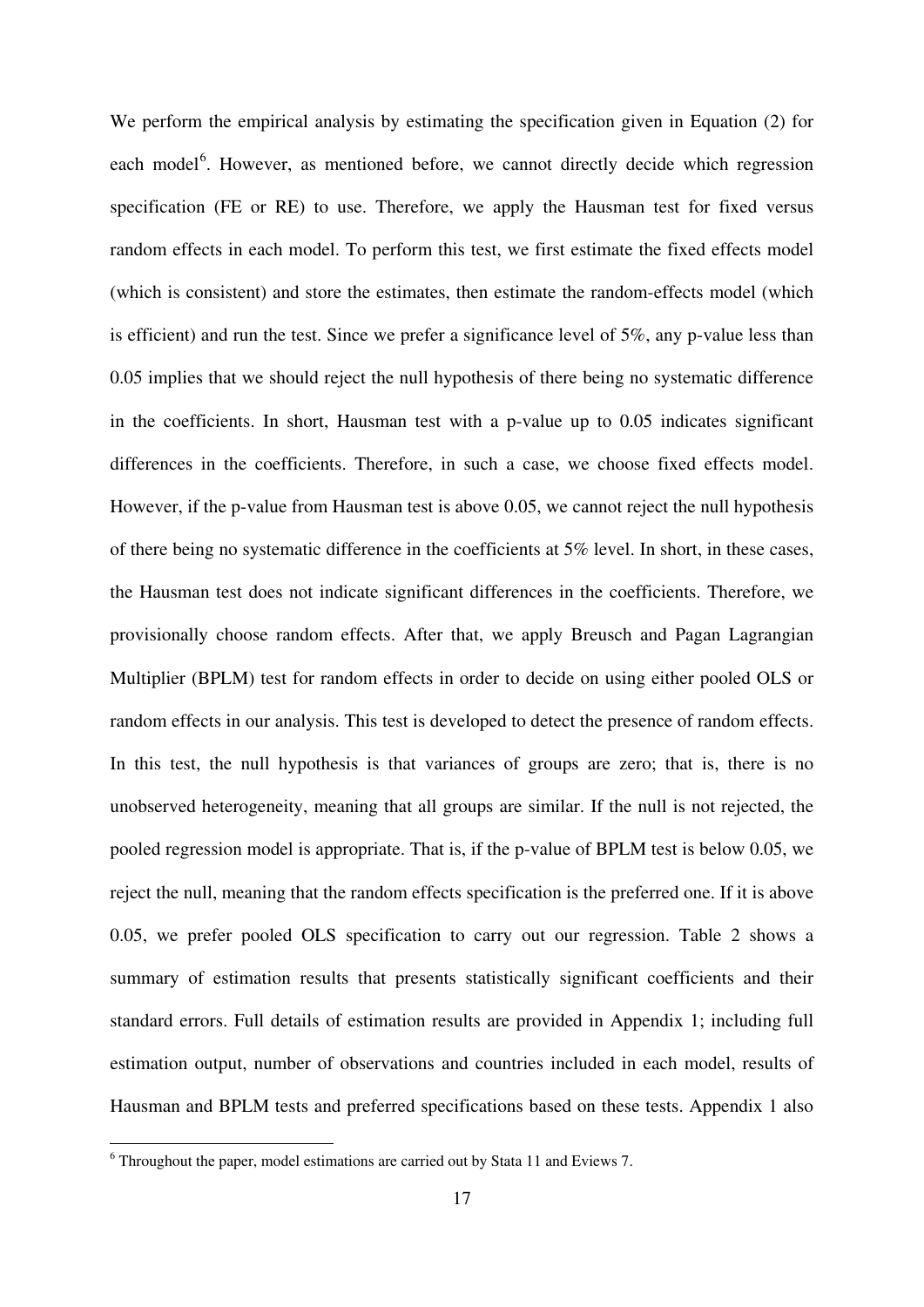We perform the empirical analysis by estimating the specification given in Equation (2) for each model[6]. However, as mentioned before, we cannot directly decide which regression specification (FE or RE) to use. Therefore, we apply the Hausman test for fixed versus random effects in each model. To perform this test, we first estimate the fixed effects model (which is consistent) and store the estimates, then estimate the random-effects model (which is efficient) and run the test. Since we prefer a significance level of 5%, any p-value less than 0.05 implies that we should reject the null hypothesis of there being no systematic difference in the coefficients. In short, Hausman test with a p-value up to 0.05 indicates significant differences in the coefficients. Therefore, in such a case, we choose fixed effects model. However, if the p-value from Hausman test is above 0.05, we cannot reject the null hypothesis of there being no systematic difference in the coefficients at 5% level. In short, in these cases, the Hausman test does not indicate significant differences in the coefficients. Therefore, we provisionally choose random effects. After that, we apply Breusch and Pagan Lagrangian Multiplier (BPLM) test for random effects in order to decide on using either pooled OLS or random effects in our analysis. This test is developed to detect the presence of random effects. In this test, the null hypothesis is that variances of groups are zero; that is, there is no unobserved heterogeneity, meaning that all groups are similar. If the null is not rejected, the pooled regression model is appropriate. That is, if the p-value of BPLM test is below 0.05, we reject the null, meaning that the random effects specification is the preferred one. If it is above 0.05, we prefer pooled OLS specification to carry out our regression. Table 2 shows a summary of estimation results that presents statistically significant coefficients and their standard errors. Full details of estimation results are provided in Appendix 1; including full estimation output, number of observations and countries included in each model, results of Hausman and BPLM tests and preferred specifications based on these tests. Appendix 1 also

[6] Throughout the paper, model estimations are carried out by Stata 11 and Eviews 7.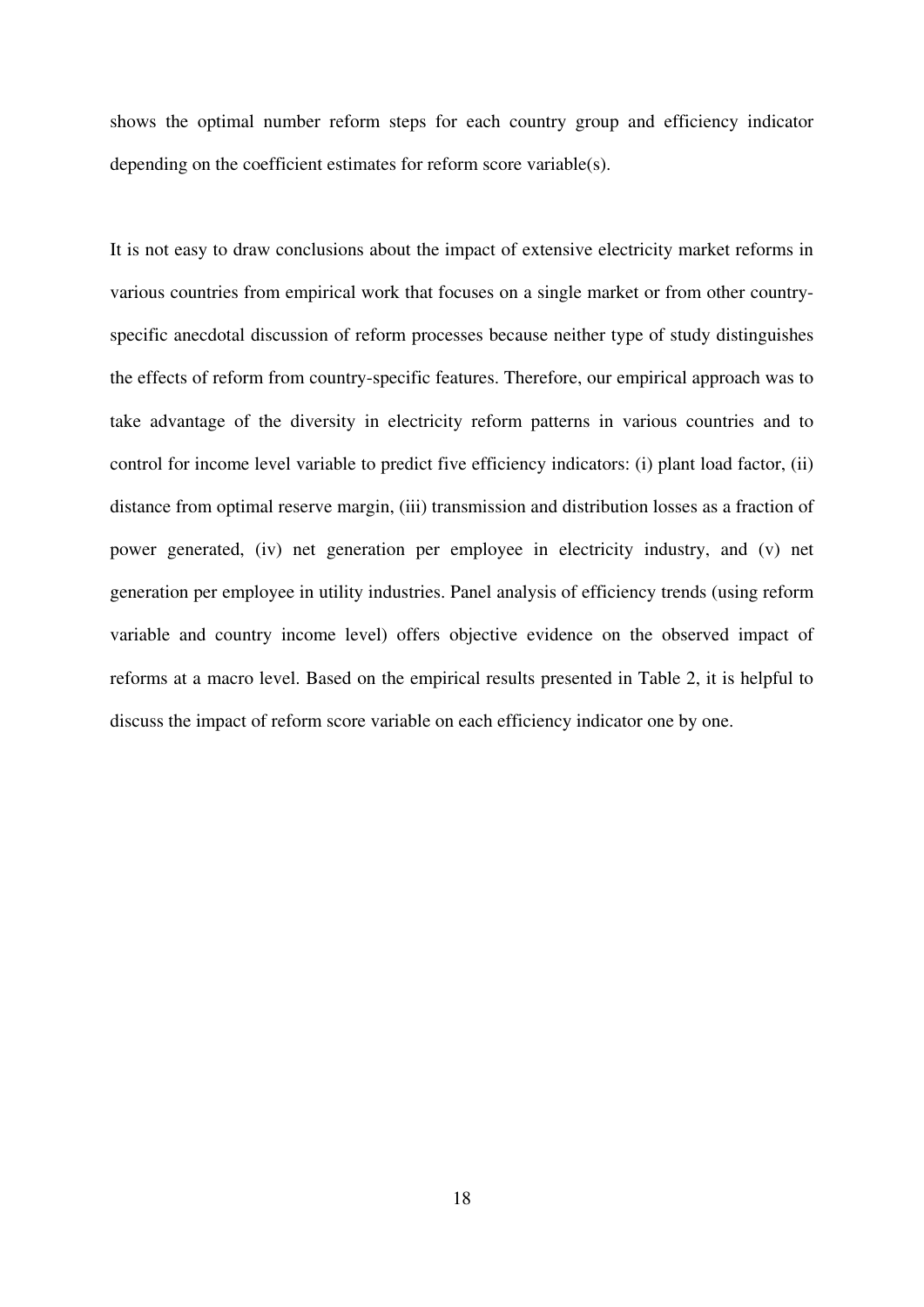shows the optimal number reform steps for each country group and efficiency indicator depending on the coefficient estimates for reform score variable(s).

It is not easy to draw conclusions about the impact of extensive electricity market reforms in various countries from empirical work that focuses on a single market or from other country-specific anecdotal discussion of reform processes because neither type of study distinguishes the effects of reform from country-specific features. Therefore, our empirical approach was to take advantage of the diversity in electricity reform patterns in various countries and to control for income level variable to predict five efficiency indicators: (i) plant load factor, (ii) distance from optimal reserve margin, (iii) transmission and distribution losses as a fraction of power generated, (iv) net generation per employee in electricity industry, and (v) net generation per employee in utility industries. Panel analysis of efficiency trends (using reform variable and country income level) offers objective evidence on the observed impact of reforms at a macro level. Based on the empirical results presented in Table 2, it is helpful to discuss the impact of reform score variable on each efficiency indicator one by one.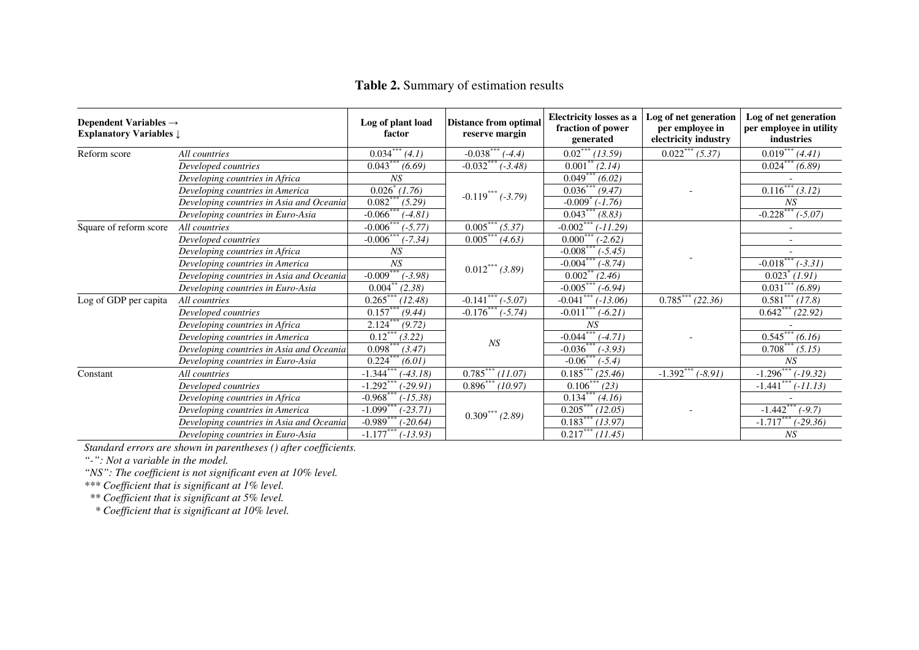**Table 2.** Summary of estimation results

| Dependent Variables → <br> Explanatory Variables ↓ | | Log of plant load factor | Distance from optimal reserve margin | Electricity losses as a fraction of power generated | Log of net generation per employee in electricity industry | Log of net generation per employee in utility industries |
|---|---|---|---|---|---|---|
| Reform score | *All countries* | 0.034*** *(4.1)* | -0.038*** *(-4.4)* | 0.02*** *(13.59)* | 0.022*** *(5.37)* | 0.019*** *(4.41)* |
| | *Developed countries* | 0.043*** *(6.69)* | -0.032*** *(-3.48)* | 0.001** *(2.14)* | - | 0.024*** *(6.89)* |
| | *Developing countries in Africa* | *NS* | -0.119*** *(-3.79)* | 0.049*** *(6.02)* | | - |
| | *Developing countries in America* | 0.026* *(1.76)* | | 0.036*** *(9.47)* | | 0.116*** *(3.12)* |
| | *Developing countries in Asia and Oceania* | 0.082*** *(5.29)* | | -0.009* *(-1.76)* | | *NS* |
| | *Developing countries in Euro-Asia* | -0.066*** *(-4.81)* | | 0.043*** *(8.83)* | | -0.228*** *(-5.07)* |
| Square of reform score | *All countries* | -0.006*** *(-5.77)* | 0.005*** *(5.37)* | -0.002*** *(-11.29)* | - | - |
| | *Developed countries* | -0.006*** *(-7.34)* | 0.005*** *(4.63)* | 0.000*** *(-2.62)* | | - |
| | *Developing countries in Africa* | *NS* | 0.012*** *(3.89)* | -0.008*** *(-5.45)* | | - |
| | *Developing countries in America* | *NS* | | -0.004*** *(-8.74)* | | -0.018*** *(-3.31)* |
| | *Developing countries in Asia and Oceania* | -0.009*** *(-3.98)* | | 0.002** *(2.46)* | | 0.023* *(1.91)* |
| | *Developing countries in Euro-Asia* | 0.004** *(2.38)* | | -0.005*** *(-6.94)* | | 0.031*** *(6.89)* |
| Log of GDP per capita | *All countries* | 0.265*** *(12.48)* | -0.141*** *(-5.07)* | -0.041*** *(-13.06)* | 0.785*** *(22.36)* | 0.581*** *(17.8)* |
| | *Developed countries* | 0.157*** *(9.44)* | -0.176*** *(-5.74)* | -0.011*** *(-6.21)* | - | 0.642*** *(22.92)* |
| | *Developing countries in Africa* | 2.124*** *(9.72)* | *NS* | *NS* | | - |
| | *Developing countries in America* | 0.12*** *(3.22)* | | -0.044*** *(-4.71)* | | 0.545*** *(6.16)* |
| | *Developing countries in Asia and Oceania* | 0.098*** *(3.47)* | | -0.036*** *(-3.93)* | | 0.708*** *(5.15)* |
| | *Developing countries in Euro-Asia* | 0.224*** *(6.01)* | | -0.06*** *(-5.4)* | | *NS* |
| Constant | *All countries* | -1.344*** *(-43.18)* | 0.785*** *(11.07)* | 0.185*** *(25.46)* | -1.392*** *(-8.91)* | -1.296*** *(-19.32)* |
| | *Developed countries* | -1.292*** *(-29.91)* | 0.896*** *(10.97)* | 0.106*** *(23)* | - | -1.441*** *(-11.13)* |
| | *Developing countries in Africa* | -0.968*** *(-15.38)* | 0.309*** *(2.89)* | 0.134*** *(4.16)* | | - |
| | *Developing countries in America* | -1.099*** *(-23.71)* | | 0.205*** *(12.05)* | | -1.442*** *(-9.7)* |
| | *Developing countries in Asia and Oceania* | -0.989*** *(-20.64)* | | 0.183*** *(13.97)* | | -1.717*** *(-29.36)* |
| | *Developing countries in Euro-Asia* | -1.177*** *(-13.93)* | | 0.217*** *(11.45)* | | *NS* |

*Standard errors are shown in parentheses () after coefficients.*

*"-": Not a variable in the model.*

*"NS": The coefficient is not significant even at 10% level.*

*\*\*\* Coefficient that is significant at 1% level.*

*\*\* Coefficient that is significant at 5% level.*

*\* Coefficient that is significant at 10% level.*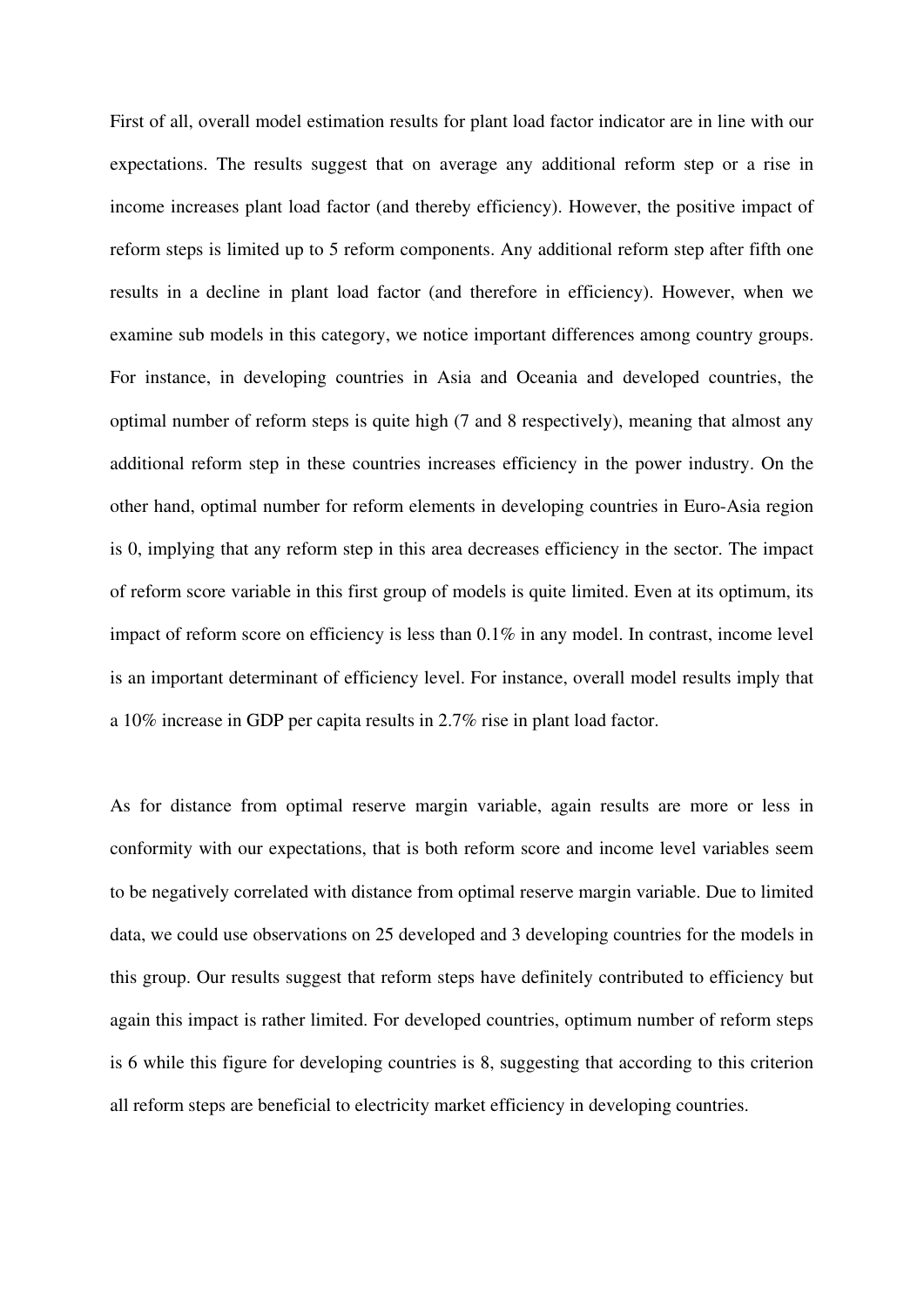First of all, overall model estimation results for plant load factor indicator are in line with our expectations. The results suggest that on average any additional reform step or a rise in income increases plant load factor (and thereby efficiency). However, the positive impact of reform steps is limited up to 5 reform components. Any additional reform step after fifth one results in a decline in plant load factor (and therefore in efficiency). However, when we examine sub models in this category, we notice important differences among country groups. For instance, in developing countries in Asia and Oceania and developed countries, the optimal number of reform steps is quite high (7 and 8 respectively), meaning that almost any additional reform step in these countries increases efficiency in the power industry. On the other hand, optimal number for reform elements in developing countries in Euro-Asia region is 0, implying that any reform step in this area decreases efficiency in the sector. The impact of reform score variable in this first group of models is quite limited. Even at its optimum, its impact of reform score on efficiency is less than 0.1% in any model. In contrast, income level is an important determinant of efficiency level. For instance, overall model results imply that a 10% increase in GDP per capita results in 2.7% rise in plant load factor.

As for distance from optimal reserve margin variable, again results are more or less in conformity with our expectations, that is both reform score and income level variables seem to be negatively correlated with distance from optimal reserve margin variable. Due to limited data, we could use observations on 25 developed and 3 developing countries for the models in this group. Our results suggest that reform steps have definitely contributed to efficiency but again this impact is rather limited. For developed countries, optimum number of reform steps is 6 while this figure for developing countries is 8, suggesting that according to this criterion all reform steps are beneficial to electricity market efficiency in developing countries.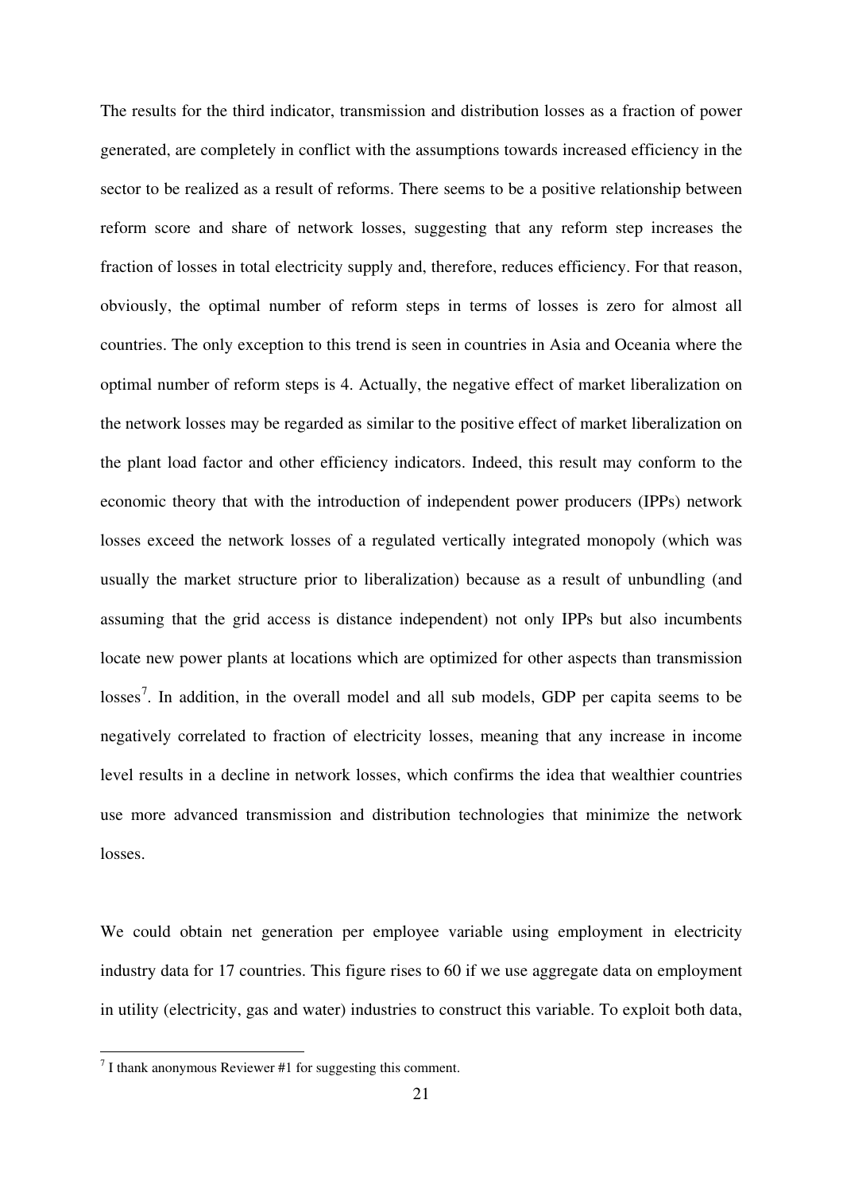The results for the third indicator, transmission and distribution losses as a fraction of power generated, are completely in conflict with the assumptions towards increased efficiency in the sector to be realized as a result of reforms. There seems to be a positive relationship between reform score and share of network losses, suggesting that any reform step increases the fraction of losses in total electricity supply and, therefore, reduces efficiency. For that reason, obviously, the optimal number of reform steps in terms of losses is zero for almost all countries. The only exception to this trend is seen in countries in Asia and Oceania where the optimal number of reform steps is 4. Actually, the negative effect of market liberalization on the network losses may be regarded as similar to the positive effect of market liberalization on the plant load factor and other efficiency indicators. Indeed, this result may conform to the economic theory that with the introduction of independent power producers (IPPs) network losses exceed the network losses of a regulated vertically integrated monopoly (which was usually the market structure prior to liberalization) because as a result of unbundling (and assuming that the grid access is distance independent) not only IPPs but also incumbents locate new power plants at locations which are optimized for other aspects than transmission losses[7]. In addition, in the overall model and all sub models, GDP per capita seems to be negatively correlated to fraction of electricity losses, meaning that any increase in income level results in a decline in network losses, which confirms the idea that wealthier countries use more advanced transmission and distribution technologies that minimize the network losses.

We could obtain net generation per employee variable using employment in electricity industry data for 17 countries. This figure rises to 60 if we use aggregate data on employment in utility (electricity, gas and water) industries to construct this variable. To exploit both data,

[7] I thank anonymous Reviewer #1 for suggesting this comment.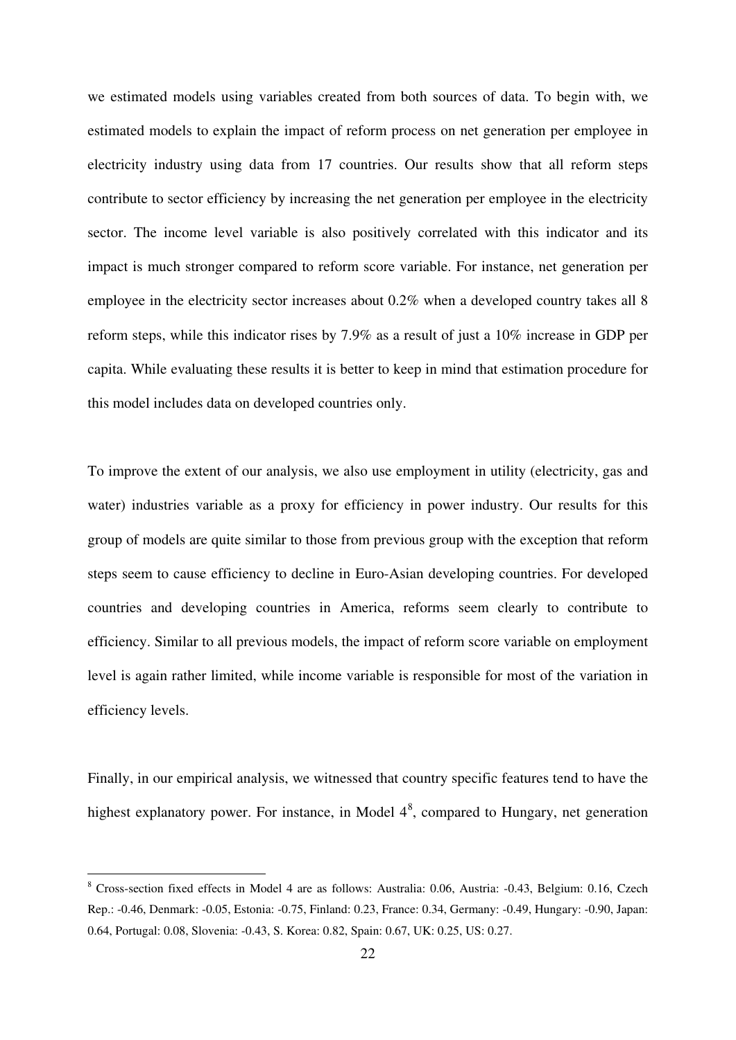we estimated models using variables created from both sources of data. To begin with, we estimated models to explain the impact of reform process on net generation per employee in electricity industry using data from 17 countries. Our results show that all reform steps contribute to sector efficiency by increasing the net generation per employee in the electricity sector. The income level variable is also positively correlated with this indicator and its impact is much stronger compared to reform score variable. For instance, net generation per employee in the electricity sector increases about 0.2% when a developed country takes all 8 reform steps, while this indicator rises by 7.9% as a result of just a 10% increase in GDP per capita. While evaluating these results it is better to keep in mind that estimation procedure for this model includes data on developed countries only.

To improve the extent of our analysis, we also use employment in utility (electricity, gas and water) industries variable as a proxy for efficiency in power industry. Our results for this group of models are quite similar to those from previous group with the exception that reform steps seem to cause efficiency to decline in Euro-Asian developing countries. For developed countries and developing countries in America, reforms seem clearly to contribute to efficiency. Similar to all previous models, the impact of reform score variable on employment level is again rather limited, while income variable is responsible for most of the variation in efficiency levels.

Finally, in our empirical analysis, we witnessed that country specific features tend to have the highest explanatory power. For instance, in Model 4[8], compared to Hungary, net generation

[8] Cross-section fixed effects in Model 4 are as follows: Australia: 0.06, Austria: -0.43, Belgium: 0.16, Czech Rep.: -0.46, Denmark: -0.05, Estonia: -0.75, Finland: 0.23, France: 0.34, Germany: -0.49, Hungary: -0.90, Japan: 0.64, Portugal: 0.08, Slovenia: -0.43, S. Korea: 0.82, Spain: 0.67, UK: 0.25, US: 0.27.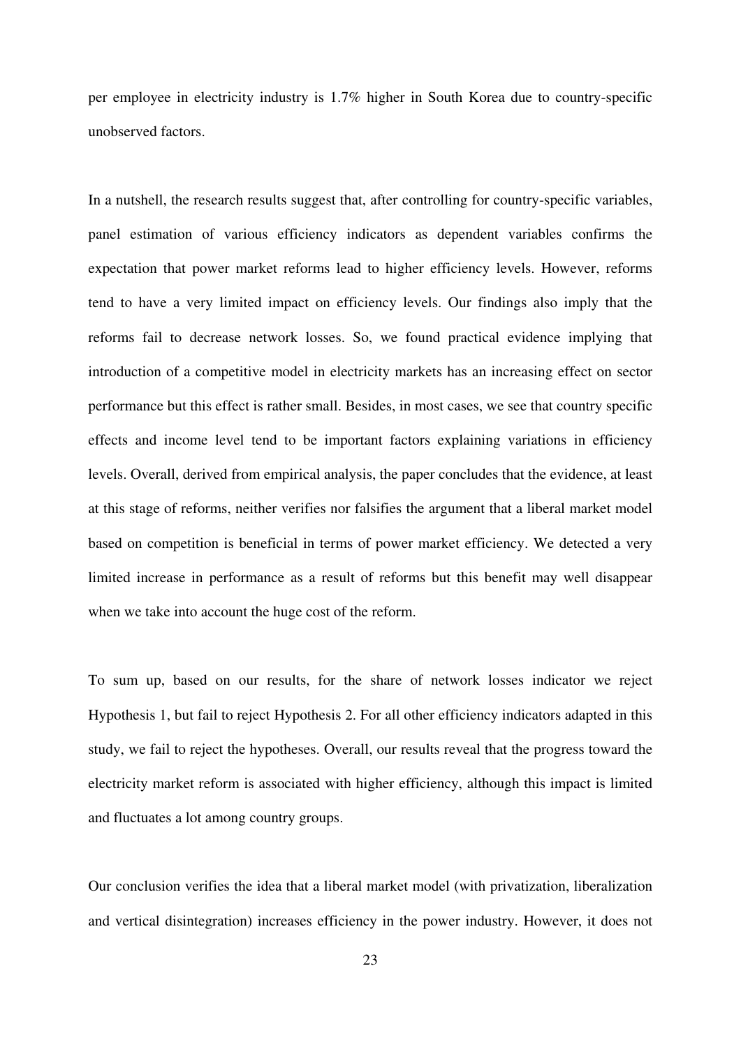per employee in electricity industry is 1.7% higher in South Korea due to country-specific unobserved factors.

In a nutshell, the research results suggest that, after controlling for country-specific variables, panel estimation of various efficiency indicators as dependent variables confirms the expectation that power market reforms lead to higher efficiency levels. However, reforms tend to have a very limited impact on efficiency levels. Our findings also imply that the reforms fail to decrease network losses. So, we found practical evidence implying that introduction of a competitive model in electricity markets has an increasing effect on sector performance but this effect is rather small. Besides, in most cases, we see that country specific effects and income level tend to be important factors explaining variations in efficiency levels. Overall, derived from empirical analysis, the paper concludes that the evidence, at least at this stage of reforms, neither verifies nor falsifies the argument that a liberal market model based on competition is beneficial in terms of power market efficiency. We detected a very limited increase in performance as a result of reforms but this benefit may well disappear when we take into account the huge cost of the reform.

To sum up, based on our results, for the share of network losses indicator we reject Hypothesis 1, but fail to reject Hypothesis 2. For all other efficiency indicators adapted in this study, we fail to reject the hypotheses. Overall, our results reveal that the progress toward the electricity market reform is associated with higher efficiency, although this impact is limited and fluctuates a lot among country groups.

Our conclusion verifies the idea that a liberal market model (with privatization, liberalization and vertical disintegration) increases efficiency in the power industry. However, it does not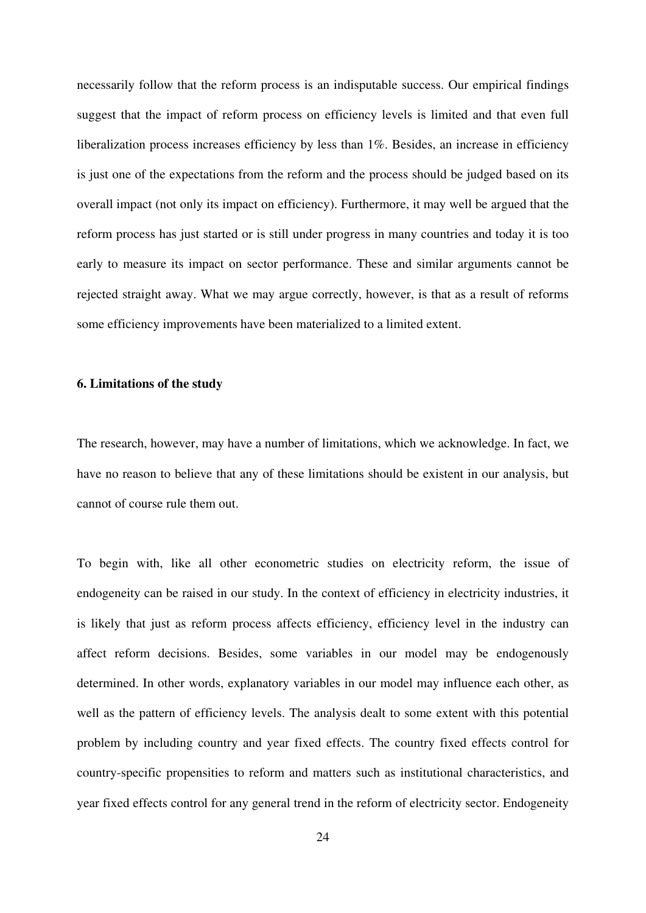necessarily follow that the reform process is an indisputable success. Our empirical findings suggest that the impact of reform process on efficiency levels is limited and that even full liberalization process increases efficiency by less than 1%. Besides, an increase in efficiency is just one of the expectations from the reform and the process should be judged based on its overall impact (not only its impact on efficiency). Furthermore, it may well be argued that the reform process has just started or is still under progress in many countries and today it is too early to measure its impact on sector performance. These and similar arguments cannot be rejected straight away. What we may argue correctly, however, is that as a result of reforms some efficiency improvements have been materialized to a limited extent.

## 6. Limitations of the study

The research, however, may have a number of limitations, which we acknowledge. In fact, we have no reason to believe that any of these limitations should be existent in our analysis, but cannot of course rule them out.

To begin with, like all other econometric studies on electricity reform, the issue of endogeneity can be raised in our study. In the context of efficiency in electricity industries, it is likely that just as reform process affects efficiency, efficiency level in the industry can affect reform decisions. Besides, some variables in our model may be endogenously determined. In other words, explanatory variables in our model may influence each other, as well as the pattern of efficiency levels. The analysis dealt to some extent with this potential problem by including country and year fixed effects. The country fixed effects control for country-specific propensities to reform and matters such as institutional characteristics, and year fixed effects control for any general trend in the reform of electricity sector. Endogeneity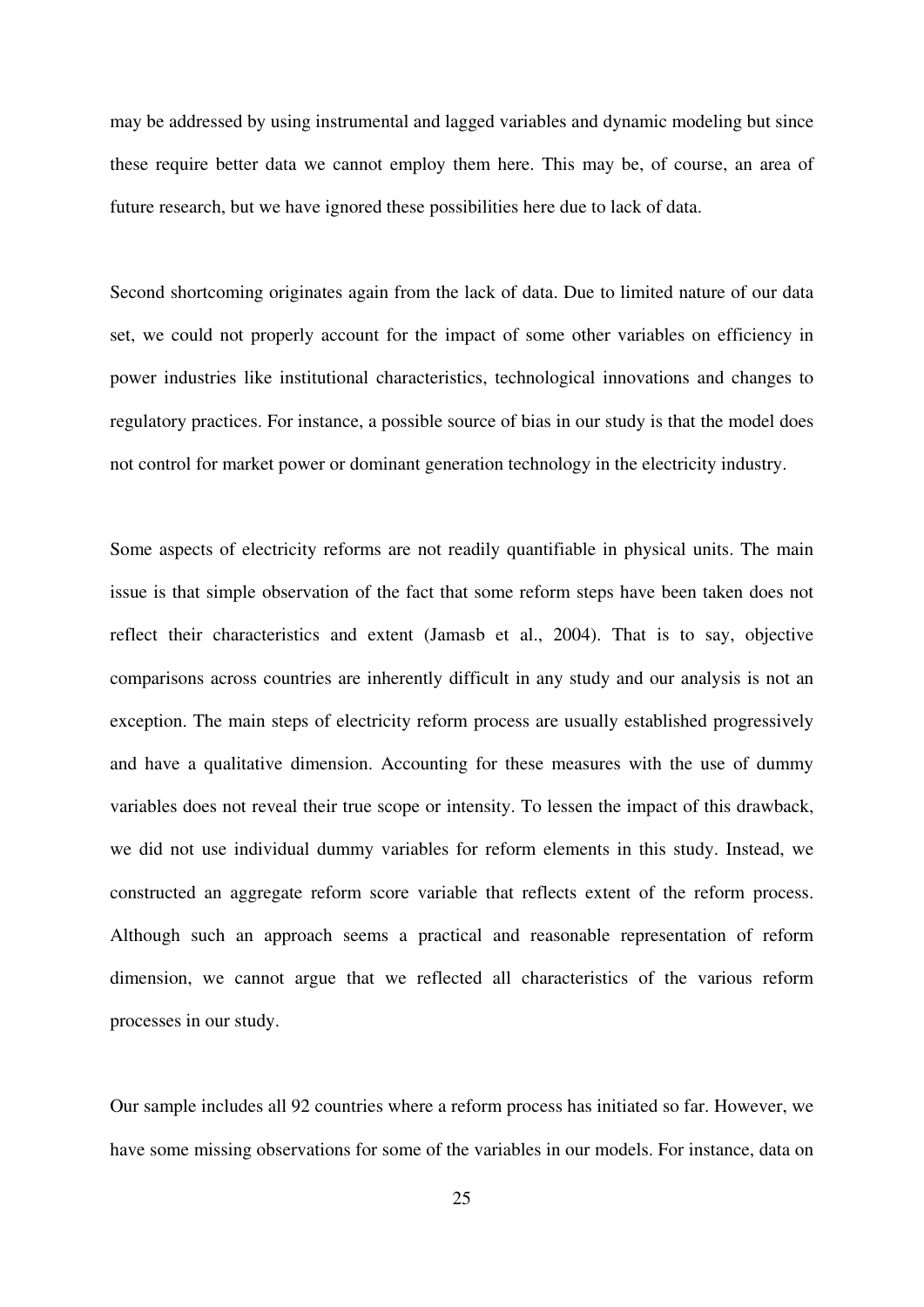may be addressed by using instrumental and lagged variables and dynamic modeling but since these require better data we cannot employ them here. This may be, of course, an area of future research, but we have ignored these possibilities here due to lack of data.

Second shortcoming originates again from the lack of data. Due to limited nature of our data set, we could not properly account for the impact of some other variables on efficiency in power industries like institutional characteristics, technological innovations and changes to regulatory practices. For instance, a possible source of bias in our study is that the model does not control for market power or dominant generation technology in the electricity industry.

Some aspects of electricity reforms are not readily quantifiable in physical units. The main issue is that simple observation of the fact that some reform steps have been taken does not reflect their characteristics and extent (Jamasb et al., 2004). That is to say, objective comparisons across countries are inherently difficult in any study and our analysis is not an exception. The main steps of electricity reform process are usually established progressively and have a qualitative dimension. Accounting for these measures with the use of dummy variables does not reveal their true scope or intensity. To lessen the impact of this drawback, we did not use individual dummy variables for reform elements in this study. Instead, we constructed an aggregate reform score variable that reflects extent of the reform process. Although such an approach seems a practical and reasonable representation of reform dimension, we cannot argue that we reflected all characteristics of the various reform processes in our study.

Our sample includes all 92 countries where a reform process has initiated so far. However, we have some missing observations for some of the variables in our models. For instance, data on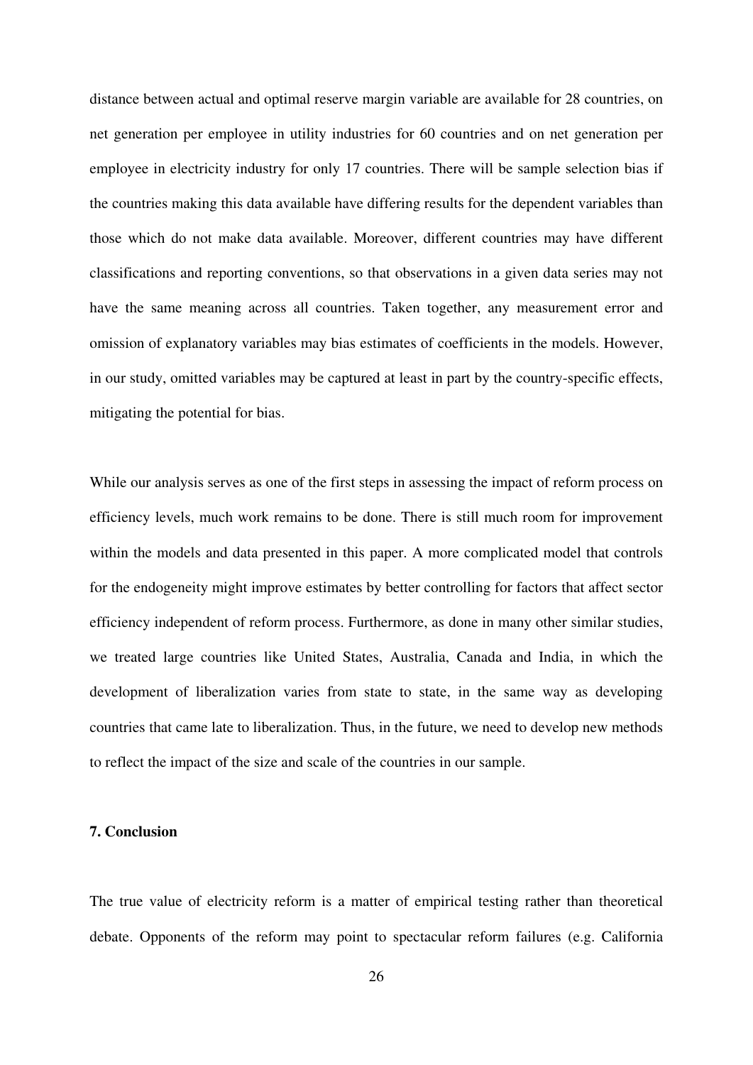distance between actual and optimal reserve margin variable are available for 28 countries, on net generation per employee in utility industries for 60 countries and on net generation per employee in electricity industry for only 17 countries. There will be sample selection bias if the countries making this data available have differing results for the dependent variables than those which do not make data available. Moreover, different countries may have different classifications and reporting conventions, so that observations in a given data series may not have the same meaning across all countries. Taken together, any measurement error and omission of explanatory variables may bias estimates of coefficients in the models. However, in our study, omitted variables may be captured at least in part by the country-specific effects, mitigating the potential for bias.

While our analysis serves as one of the first steps in assessing the impact of reform process on efficiency levels, much work remains to be done. There is still much room for improvement within the models and data presented in this paper. A more complicated model that controls for the endogeneity might improve estimates by better controlling for factors that affect sector efficiency independent of reform process. Furthermore, as done in many other similar studies, we treated large countries like United States, Australia, Canada and India, in which the development of liberalization varies from state to state, in the same way as developing countries that came late to liberalization. Thus, in the future, we need to develop new methods to reflect the impact of the size and scale of the countries in our sample.

## 7. Conclusion

The true value of electricity reform is a matter of empirical testing rather than theoretical debate. Opponents of the reform may point to spectacular reform failures (e.g. California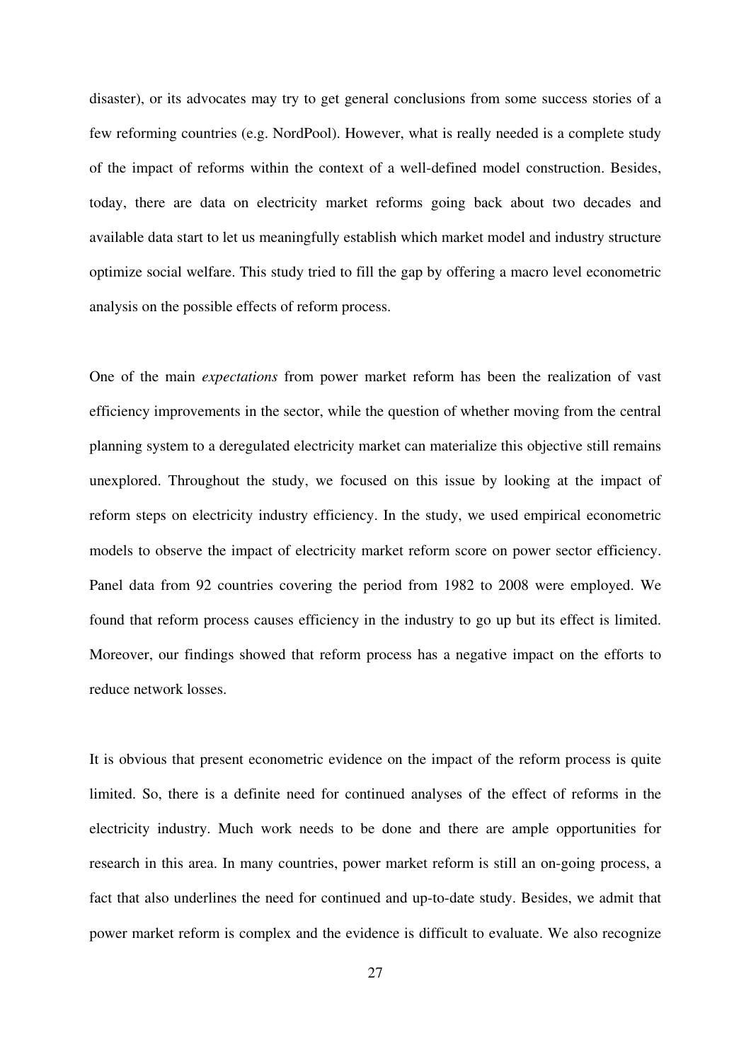disaster), or its advocates may try to get general conclusions from some success stories of a few reforming countries (e.g. NordPool). However, what is really needed is a complete study of the impact of reforms within the context of a well-defined model construction. Besides, today, there are data on electricity market reforms going back about two decades and available data start to let us meaningfully establish which market model and industry structure optimize social welfare. This study tried to fill the gap by offering a macro level econometric analysis on the possible effects of reform process.

One of the main *expectations* from power market reform has been the realization of vast efficiency improvements in the sector, while the question of whether moving from the central planning system to a deregulated electricity market can materialize this objective still remains unexplored. Throughout the study, we focused on this issue by looking at the impact of reform steps on electricity industry efficiency. In the study, we used empirical econometric models to observe the impact of electricity market reform score on power sector efficiency. Panel data from 92 countries covering the period from 1982 to 2008 were employed. We found that reform process causes efficiency in the industry to go up but its effect is limited. Moreover, our findings showed that reform process has a negative impact on the efforts to reduce network losses.

It is obvious that present econometric evidence on the impact of the reform process is quite limited. So, there is a definite need for continued analyses of the effect of reforms in the electricity industry. Much work needs to be done and there are ample opportunities for research in this area. In many countries, power market reform is still an on-going process, a fact that also underlines the need for continued and up-to-date study. Besides, we admit that power market reform is complex and the evidence is difficult to evaluate. We also recognize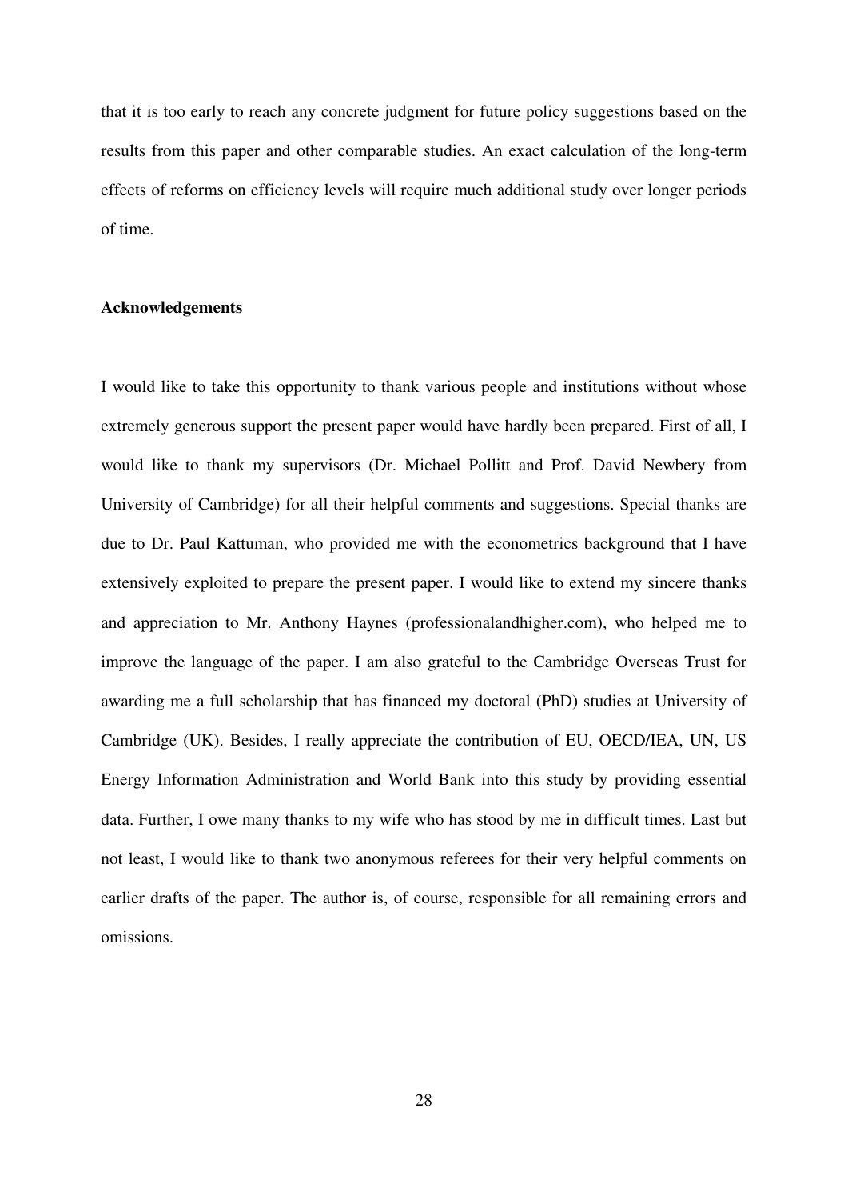that it is too early to reach any concrete judgment for future policy suggestions based on the results from this paper and other comparable studies. An exact calculation of the long-term effects of reforms on efficiency levels will require much additional study over longer periods of time.

## Acknowledgements

I would like to take this opportunity to thank various people and institutions without whose extremely generous support the present paper would have hardly been prepared. First of all, I would like to thank my supervisors (Dr. Michael Pollitt and Prof. David Newbery from University of Cambridge) for all their helpful comments and suggestions. Special thanks are due to Dr. Paul Kattuman, who provided me with the econometrics background that I have extensively exploited to prepare the present paper. I would like to extend my sincere thanks and appreciation to Mr. Anthony Haynes (professionalandhigher.com), who helped me to improve the language of the paper. I am also grateful to the Cambridge Overseas Trust for awarding me a full scholarship that has financed my doctoral (PhD) studies at University of Cambridge (UK). Besides, I really appreciate the contribution of EU, OECD/IEA, UN, US Energy Information Administration and World Bank into this study by providing essential data. Further, I owe many thanks to my wife who has stood by me in difficult times. Last but not least, I would like to thank two anonymous referees for their very helpful comments on earlier drafts of the paper. The author is, of course, responsible for all remaining errors and omissions.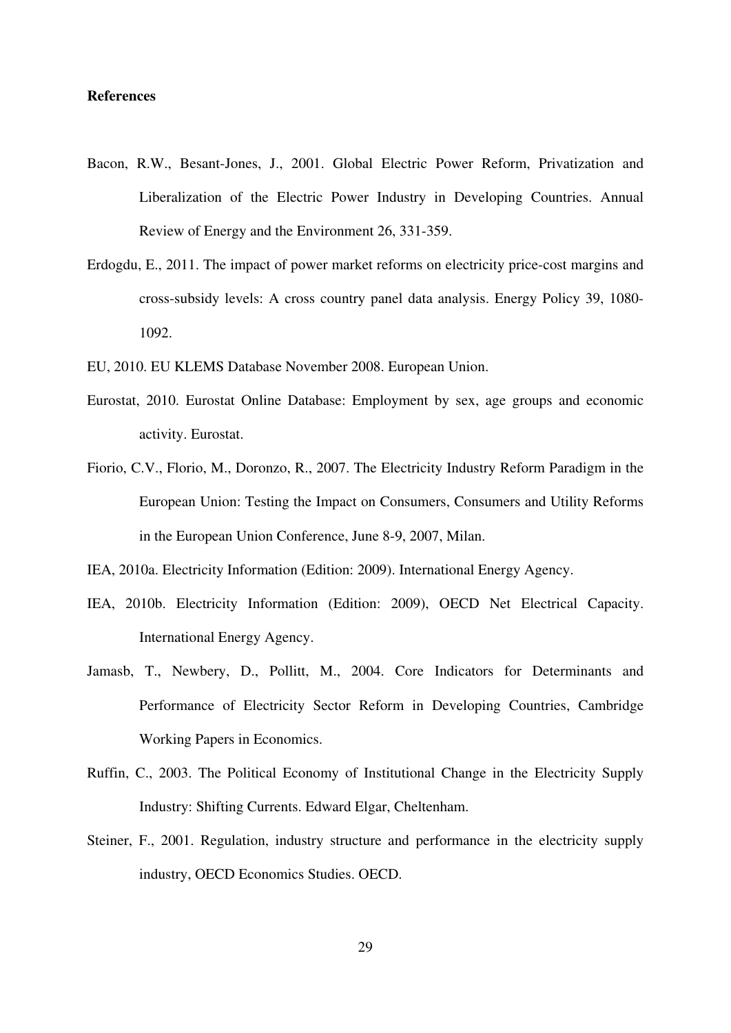**References**

Bacon, R.W., Besant-Jones, J., 2001. Global Electric Power Reform, Privatization and Liberalization of the Electric Power Industry in Developing Countries. Annual Review of Energy and the Environment 26, 331-359.

Erdogdu, E., 2011. The impact of power market reforms on electricity price-cost margins and cross-subsidy levels: A cross country panel data analysis. Energy Policy 39, 1080-1092.

EU, 2010. EU KLEMS Database November 2008. European Union.

Eurostat, 2010. Eurostat Online Database: Employment by sex, age groups and economic activity. Eurostat.

Fiorio, C.V., Florio, M., Doronzo, R., 2007. The Electricity Industry Reform Paradigm in the European Union: Testing the Impact on Consumers, Consumers and Utility Reforms in the European Union Conference, June 8-9, 2007, Milan.

IEA, 2010a. Electricity Information (Edition: 2009). International Energy Agency.

IEA, 2010b. Electricity Information (Edition: 2009), OECD Net Electrical Capacity. International Energy Agency.

Jamasb, T., Newbery, D., Pollitt, M., 2004. Core Indicators for Determinants and Performance of Electricity Sector Reform in Developing Countries, Cambridge Working Papers in Economics.

Ruffin, C., 2003. The Political Economy of Institutional Change in the Electricity Supply Industry: Shifting Currents. Edward Elgar, Cheltenham.

Steiner, F., 2001. Regulation, industry structure and performance in the electricity supply industry, OECD Economics Studies. OECD.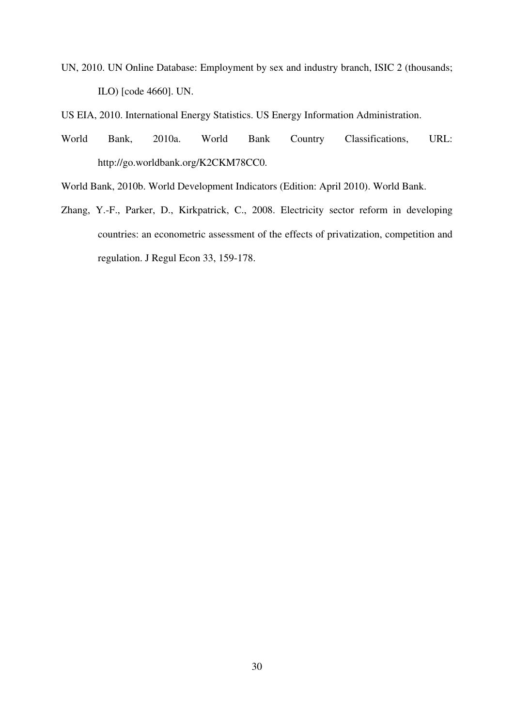UN, 2010. UN Online Database: Employment by sex and industry branch, ISIC 2 (thousands; ILO) [code 4660]. UN.

US EIA, 2010. International Energy Statistics. US Energy Information Administration.

World Bank, 2010a. World Bank Country Classifications, URL: http://go.worldbank.org/K2CKM78CC0.

World Bank, 2010b. World Development Indicators (Edition: April 2010). World Bank.

Zhang, Y.-F., Parker, D., Kirkpatrick, C., 2008. Electricity sector reform in developing countries: an econometric assessment of the effects of privatization, competition and regulation. J Regul Econ 33, 159-178.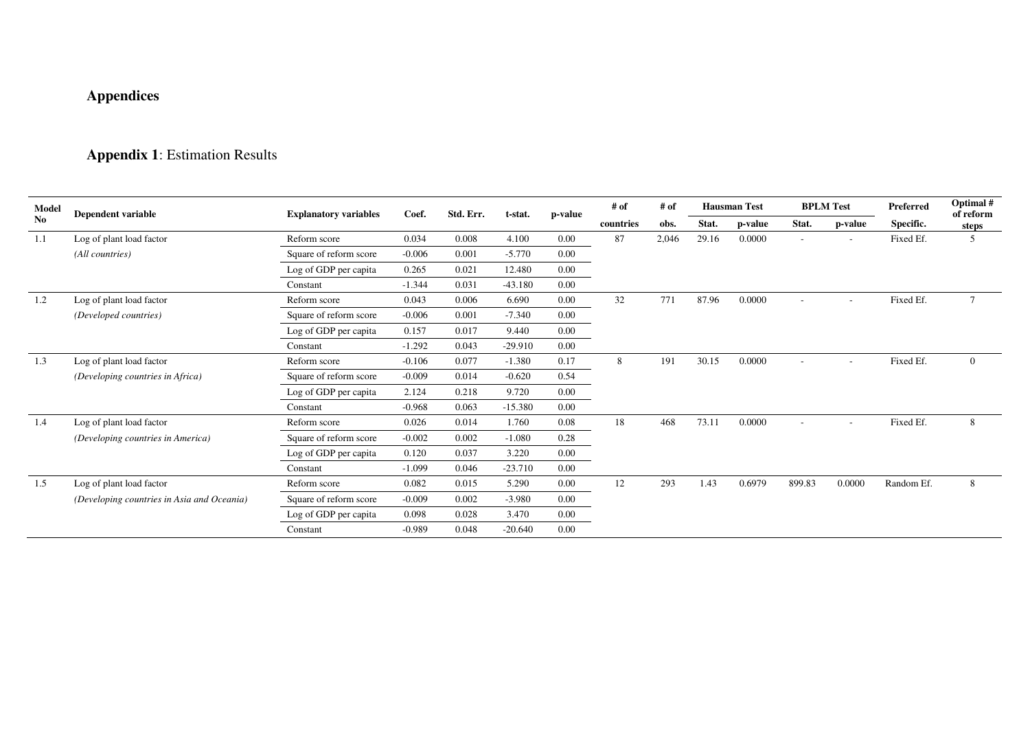# Appendices

## Appendix 1: Estimation Results

| Model No | Dependent variable | Explanatory variables | Coef. | Std. Err. | t-stat. | p-value | # of countries | # of obs. | Hausman Test | | BPLM Test | | Preferred Specific. | Optimal # of reform steps |
|---|---|---|---|---|---|---|---|---|---|---|---|---|---|---|
| | | | | | | | | | Stat. | p-value | Stat. | p-value | | |
| 1.1 | Log of plant load factor | Reform score | 0.034 | 0.008 | 4.100 | 0.00 | 87 | 2,046 | 29.16 | 0.0000 | - | - | Fixed Ef. | 5 |
| | *(All countries)* | Square of reform score | -0.006 | 0.001 | -5.770 | 0.00 | | | | | | | | |
| | | Log of GDP per capita | 0.265 | 0.021 | 12.480 | 0.00 | | | | | | | | |
| | | Constant | -1.344 | 0.031 | -43.180 | 0.00 | | | | | | | | |
| 1.2 | Log of plant load factor | Reform score | 0.043 | 0.006 | 6.690 | 0.00 | 32 | 771 | 87.96 | 0.0000 | - | - | Fixed Ef. | 7 |
| | *(Developed countries)* | Square of reform score | -0.006 | 0.001 | -7.340 | 0.00 | | | | | | | | |
| | | Log of GDP per capita | 0.157 | 0.017 | 9.440 | 0.00 | | | | | | | | |
| | | Constant | -1.292 | 0.043 | -29.910 | 0.00 | | | | | | | | |
| 1.3 | Log of plant load factor | Reform score | -0.106 | 0.077 | -1.380 | 0.17 | 8 | 191 | 30.15 | 0.0000 | - | - | Fixed Ef. | 0 |
| | *(Developing countries in Africa)* | Square of reform score | -0.009 | 0.014 | -0.620 | 0.54 | | | | | | | | |
| | | Log of GDP per capita | 2.124 | 0.218 | 9.720 | 0.00 | | | | | | | | |
| | | Constant | -0.968 | 0.063 | -15.380 | 0.00 | | | | | | | | |
| 1.4 | Log of plant load factor | Reform score | 0.026 | 0.014 | 1.760 | 0.08 | 18 | 468 | 73.11 | 0.0000 | - | - | Fixed Ef. | 8 |
| | *(Developing countries in America)* | Square of reform score | -0.002 | 0.002 | -1.080 | 0.28 | | | | | | | | |
| | | Log of GDP per capita | 0.120 | 0.037 | 3.220 | 0.00 | | | | | | | | |
| | | Constant | -1.099 | 0.046 | -23.710 | 0.00 | | | | | | | | |
| 1.5 | Log of plant load factor | Reform score | 0.082 | 0.015 | 5.290 | 0.00 | 12 | 293 | 1.43 | 0.6979 | 899.83 | 0.0000 | Random Ef. | 8 |
| | *(Developing countries in Asia and Oceania)* | Square of reform score | -0.009 | 0.002 | -3.980 | 0.00 | | | | | | | | |
| | | Log of GDP per capita | 0.098 | 0.028 | 3.470 | 0.00 | | | | | | | | |
| | | Constant | -0.989 | 0.048 | -20.640 | 0.00 | | | | | | | | |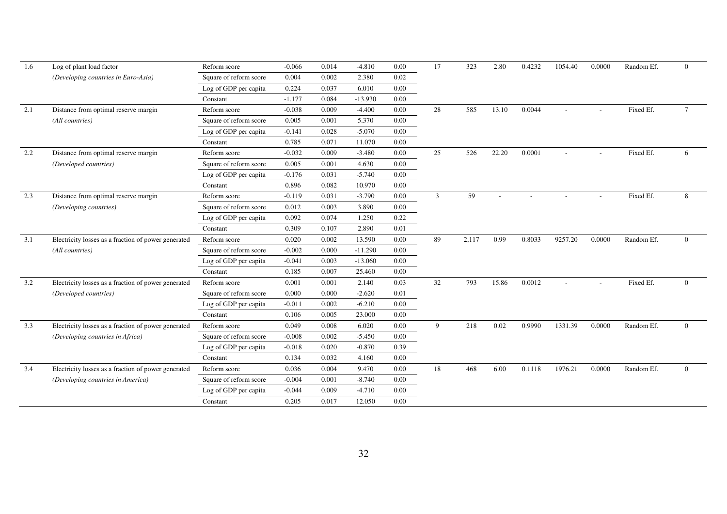| | | | | | | | | | | | | | | |
|---|---|---|---|---|---|---|---|---|---|---|---|---|---|---|
| 1.6 | Log of plant load factor | Reform score | -0.066 | 0.014 | -4.810 | 0.00 | 17 | 323 | 2.80 | 0.4232 | 1054.40 | 0.0000 | Random Ef. | 0 |
| | *(Developing countries in Euro-Asia)* | Square of reform score | 0.004 | 0.002 | 2.380 | 0.02 | | | | | | | | |
| | | Log of GDP per capita | 0.224 | 0.037 | 6.010 | 0.00 | | | | | | | | |
| | | Constant | -1.177 | 0.084 | -13.930 | 0.00 | | | | | | | | |
| 2.1 | Distance from optimal reserve margin | Reform score | -0.038 | 0.009 | -4.400 | 0.00 | 28 | 585 | 13.10 | 0.0044 | - | - | Fixed Ef. | 7 |
| | *(All countries)* | Square of reform score | 0.005 | 0.001 | 5.370 | 0.00 | | | | | | | | |
| | | Log of GDP per capita | -0.141 | 0.028 | -5.070 | 0.00 | | | | | | | | |
| | | Constant | 0.785 | 0.071 | 11.070 | 0.00 | | | | | | | | |
| 2.2 | Distance from optimal reserve margin | Reform score | -0.032 | 0.009 | -3.480 | 0.00 | 25 | 526 | 22.20 | 0.0001 | - | - | Fixed Ef. | 6 |
| | *(Developed countries)* | Square of reform score | 0.005 | 0.001 | 4.630 | 0.00 | | | | | | | | |
| | | Log of GDP per capita | -0.176 | 0.031 | -5.740 | 0.00 | | | | | | | | |
| | | Constant | 0.896 | 0.082 | 10.970 | 0.00 | | | | | | | | |
| 2.3 | Distance from optimal reserve margin | Reform score | -0.119 | 0.031 | -3.790 | 0.00 | 3 | 59 | - | - | - | - | Fixed Ef. | 8 |
| | *(Developing countries)* | Square of reform score | 0.012 | 0.003 | 3.890 | 0.00 | | | | | | | | |
| | | Log of GDP per capita | 0.092 | 0.074 | 1.250 | 0.22 | | | | | | | | |
| | | Constant | 0.309 | 0.107 | 2.890 | 0.01 | | | | | | | | |
| 3.1 | Electricity losses as a fraction of power generated | Reform score | 0.020 | 0.002 | 13.590 | 0.00 | 89 | 2,117 | 0.99 | 0.8033 | 9257.20 | 0.0000 | Random Ef. | 0 |
| | *(All countries)* | Square of reform score | -0.002 | 0.000 | -11.290 | 0.00 | | | | | | | | |
| | | Log of GDP per capita | -0.041 | 0.003 | -13.060 | 0.00 | | | | | | | | |
| | | Constant | 0.185 | 0.007 | 25.460 | 0.00 | | | | | | | | |
| 3.2 | Electricity losses as a fraction of power generated | Reform score | 0.001 | 0.001 | 2.140 | 0.03 | 32 | 793 | 15.86 | 0.0012 | - | - | Fixed Ef. | 0 |
| | *(Developed countries)* | Square of reform score | 0.000 | 0.000 | -2.620 | 0.01 | | | | | | | | |
| | | Log of GDP per capita | -0.011 | 0.002 | -6.210 | 0.00 | | | | | | | | |
| | | Constant | 0.106 | 0.005 | 23.000 | 0.00 | | | | | | | | |
| 3.3 | Electricity losses as a fraction of power generated | Reform score | 0.049 | 0.008 | 6.020 | 0.00 | 9 | 218 | 0.02 | 0.9990 | 1331.39 | 0.0000 | Random Ef. | 0 |
| | *(Developing countries in Africa)* | Square of reform score | -0.008 | 0.002 | -5.450 | 0.00 | | | | | | | | |
| | | Log of GDP per capita | -0.018 | 0.020 | -0.870 | 0.39 | | | | | | | | |
| | | Constant | 0.134 | 0.032 | 4.160 | 0.00 | | | | | | | | |
| 3.4 | Electricity losses as a fraction of power generated | Reform score | 0.036 | 0.004 | 9.470 | 0.00 | 18 | 468 | 6.00 | 0.1118 | 1976.21 | 0.0000 | Random Ef. | 0 |
| | *(Developing countries in America)* | Square of reform score | -0.004 | 0.001 | -8.740 | 0.00 | | | | | | | | |
| | | Log of GDP per capita | -0.044 | 0.009 | -4.710 | 0.00 | | | | | | | | |
| | | Constant | 0.205 | 0.017 | 12.050 | 0.00 | | | | | | | | |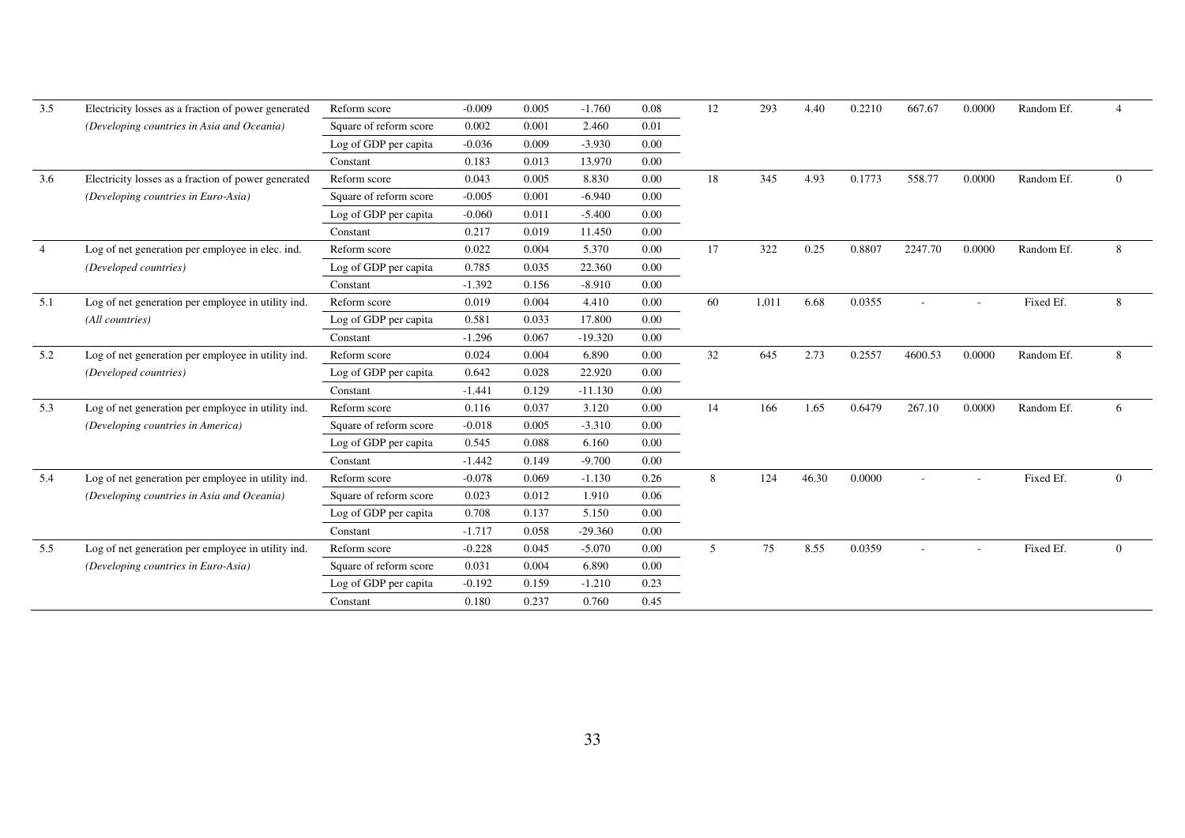| | | | | | | | | | | | | | | |
|---|---|---|---|---|---|---|---|---|---|---|---|---|---|---|
| 3.5 | Electricity losses as a fraction of power generated | Reform score | -0.009 | 0.005 | -1.760 | 0.08 | 12 | 293 | 4.40 | 0.2210 | 667.67 | 0.0000 | Random Ef. | 4 |
| | *(Developing countries in Asia and Oceania)* | Square of reform score | 0.002 | 0.001 | 2.460 | 0.01 | | | | | | | | |
| | | Log of GDP per capita | -0.036 | 0.009 | -3.930 | 0.00 | | | | | | | | |
| | | Constant | 0.183 | 0.013 | 13.970 | 0.00 | | | | | | | | |
| 3.6 | Electricity losses as a fraction of power generated | Reform score | 0.043 | 0.005 | 8.830 | 0.00 | 18 | 345 | 4.93 | 0.1773 | 558.77 | 0.0000 | Random Ef. | 0 |
| | *(Developing countries in Euro-Asia)* | Square of reform score | -0.005 | 0.001 | -6.940 | 0.00 | | | | | | | | |
| | | Log of GDP per capita | -0.060 | 0.011 | -5.400 | 0.00 | | | | | | | | |
| | | Constant | 0.217 | 0.019 | 11.450 | 0.00 | | | | | | | | |
| 4 | Log of net generation per employee in elec. ind. | Reform score | 0.022 | 0.004 | 5.370 | 0.00 | 17 | 322 | 0.25 | 0.8807 | 2247.70 | 0.0000 | Random Ef. | 8 |
| | *(Developed countries)* | Log of GDP per capita | 0.785 | 0.035 | 22.360 | 0.00 | | | | | | | | |
| | | Constant | -1.392 | 0.156 | -8.910 | 0.00 | | | | | | | | |
| 5.1 | Log of net generation per employee in utility ind. | Reform score | 0.019 | 0.004 | 4.410 | 0.00 | 60 | 1,011 | 6.68 | 0.0355 | - | - | Fixed Ef. | 8 |
| | *(All countries)* | Log of GDP per capita | 0.581 | 0.033 | 17.800 | 0.00 | | | | | | | | |
| | | Constant | -1.296 | 0.067 | -19.320 | 0.00 | | | | | | | | |
| 5.2 | Log of net generation per employee in utility ind. | Reform score | 0.024 | 0.004 | 6.890 | 0.00 | 32 | 645 | 2.73 | 0.2557 | 4600.53 | 0.0000 | Random Ef. | 8 |
| | *(Developed countries)* | Log of GDP per capita | 0.642 | 0.028 | 22.920 | 0.00 | | | | | | | | |
| | | Constant | -1.441 | 0.129 | -11.130 | 0.00 | | | | | | | | |
| 5.3 | Log of net generation per employee in utility ind. | Reform score | 0.116 | 0.037 | 3.120 | 0.00 | 14 | 166 | 1.65 | 0.6479 | 267.10 | 0.0000 | Random Ef. | 6 |
| | *(Developing countries in America)* | Square of reform score | -0.018 | 0.005 | -3.310 | 0.00 | | | | | | | | |
| | | Log of GDP per capita | 0.545 | 0.088 | 6.160 | 0.00 | | | | | | | | |
| | | Constant | -1.442 | 0.149 | -9.700 | 0.00 | | | | | | | | |
| 5.4 | Log of net generation per employee in utility ind. | Reform score | -0.078 | 0.069 | -1.130 | 0.26 | 8 | 124 | 46.30 | 0.0000 | - | - | Fixed Ef. | 0 |
| | *(Developing countries in Asia and Oceania)* | Square of reform score | 0.023 | 0.012 | 1.910 | 0.06 | | | | | | | | |
| | | Log of GDP per capita | 0.708 | 0.137 | 5.150 | 0.00 | | | | | | | | |
| | | Constant | -1.717 | 0.058 | -29.360 | 0.00 | | | | | | | | |
| 5.5 | Log of net generation per employee in utility ind. | Reform score | -0.228 | 0.045 | -5.070 | 0.00 | 5 | 75 | 8.55 | 0.0359 | - | - | Fixed Ef. | 0 |
| | *(Developing countries in Euro-Asia)* | Square of reform score | 0.031 | 0.004 | 6.890 | 0.00 | | | | | | | | |
| | | Log of GDP per capita | -0.192 | 0.159 | -1.210 | 0.23 | | | | | | | | |
| | | Constant | 0.180 | 0.237 | 0.760 | 0.45 | | | | | | | | |